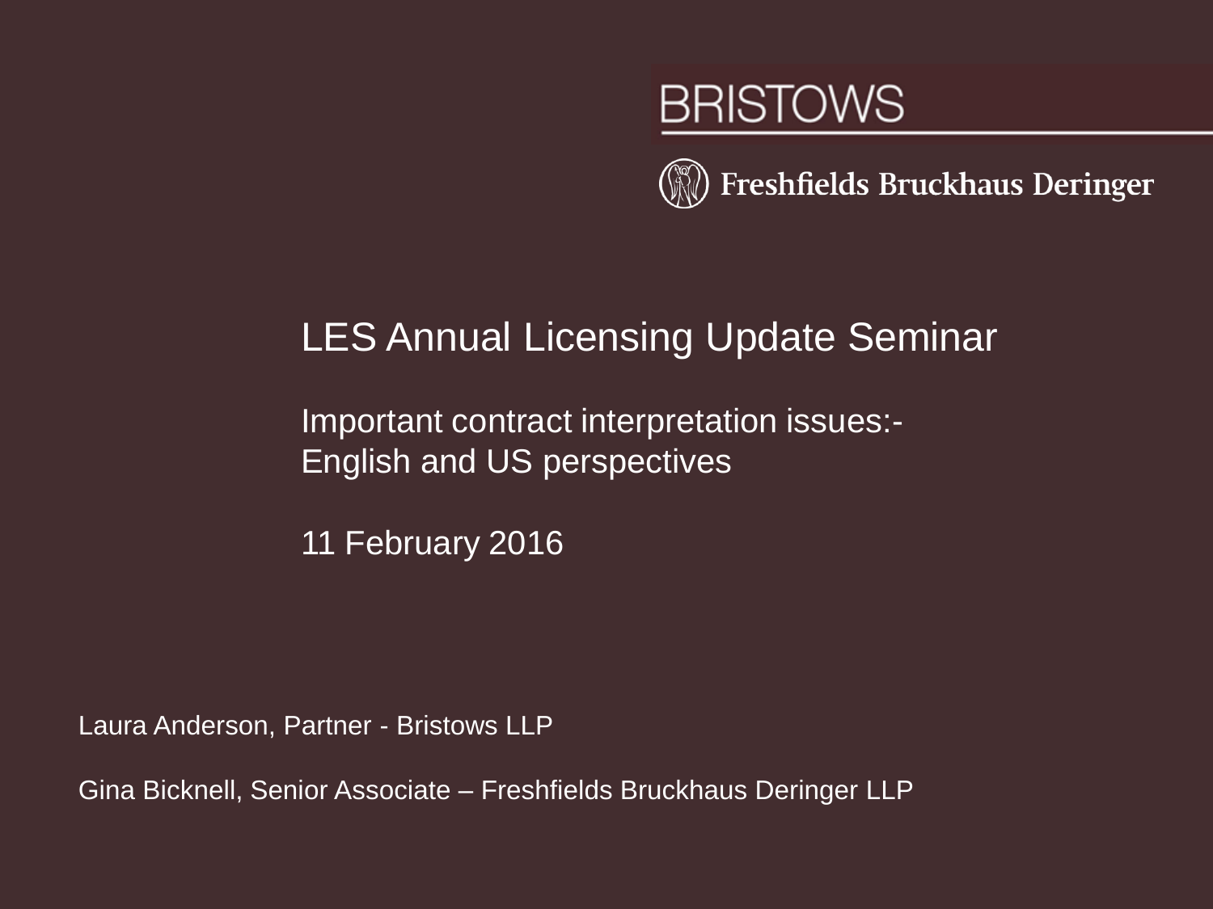BRISTOWS

Freshfields Bruckhaus Deringer

# LES Annual Licensing Update Seminar

## Important contract interpretation issues:- English and US perspectives

11 February 2016

Laura Anderson, Partner - Bristows LLP

Gina Bicknell, Senior Associate – Freshfields Bruckhaus Deringer LLP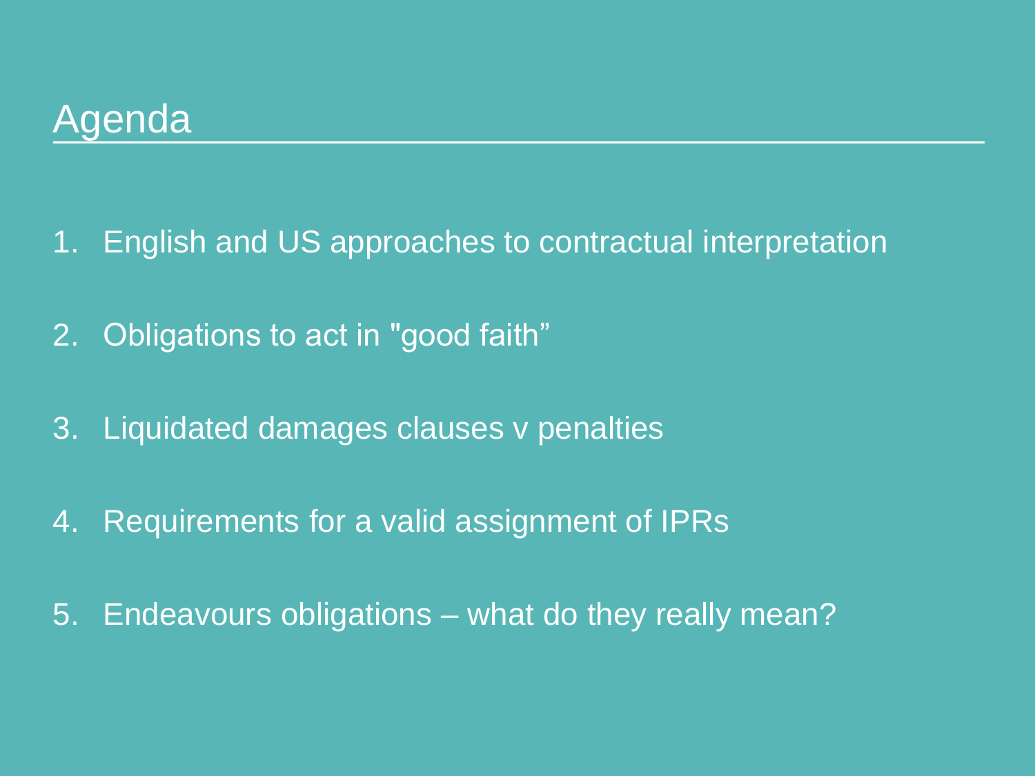# Agenda

1. English and US approaches to contractual interpretation
2. Obligations to act in "good faith"
3. Liquidated damages clauses v penalties
4. Requirements for a valid assignment of IPRs
5. Endeavours obligations – what do they really mean?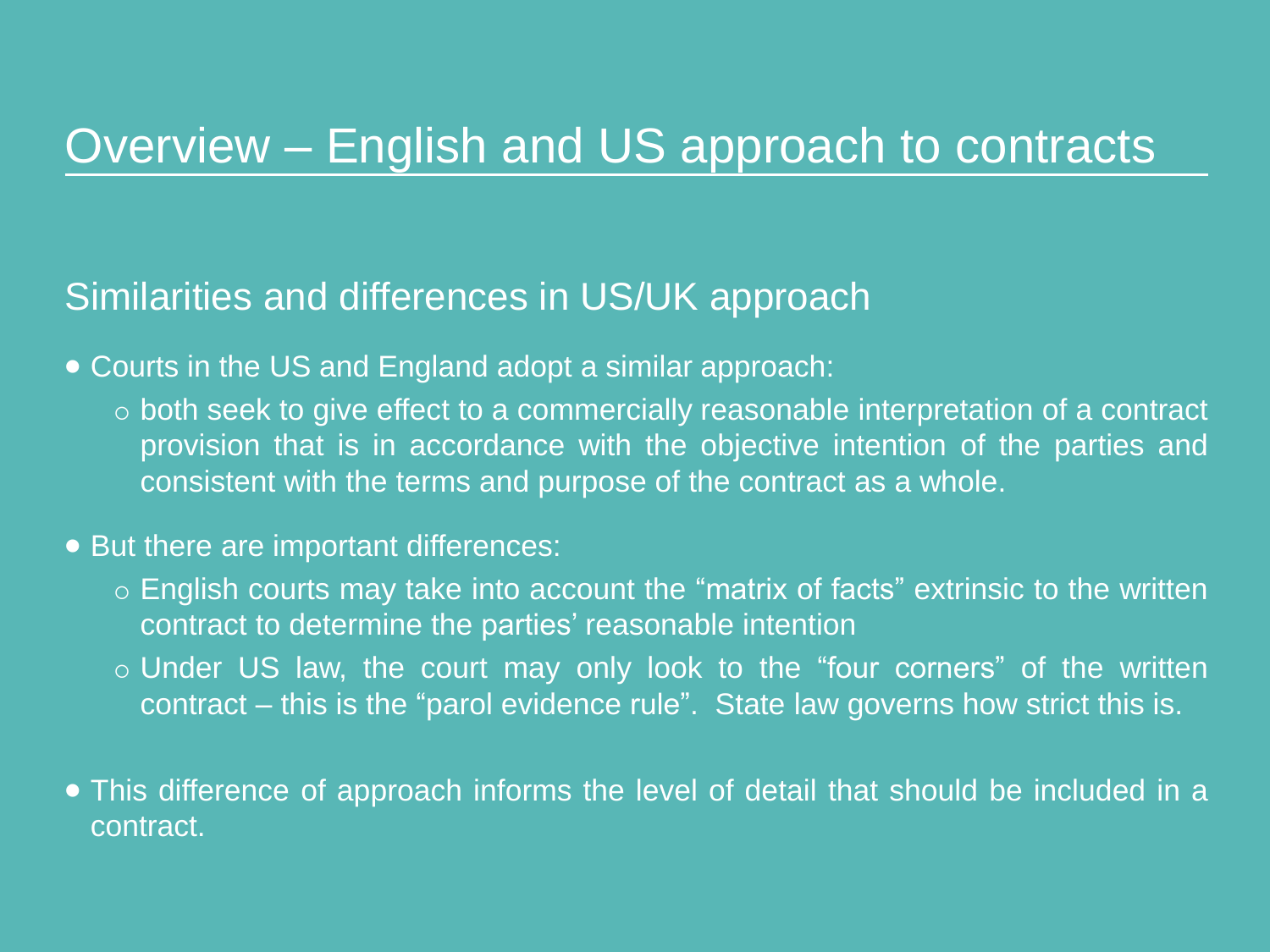# Overview – English and US approach to contracts

## Similarities and differences in US/UK approach

- Courts in the US and England adopt a similar approach:
  - both seek to give effect to a commercially reasonable interpretation of a contract provision that is in accordance with the objective intention of the parties and consistent with the terms and purpose of the contract as a whole.
- But there are important differences:
  - English courts may take into account the "matrix of facts" extrinsic to the written contract to determine the parties' reasonable intention
  - Under US law, the court may only look to the "four corners" of the written contract – this is the "parol evidence rule". State law governs how strict this is.
- This difference of approach informs the level of detail that should be included in a contract.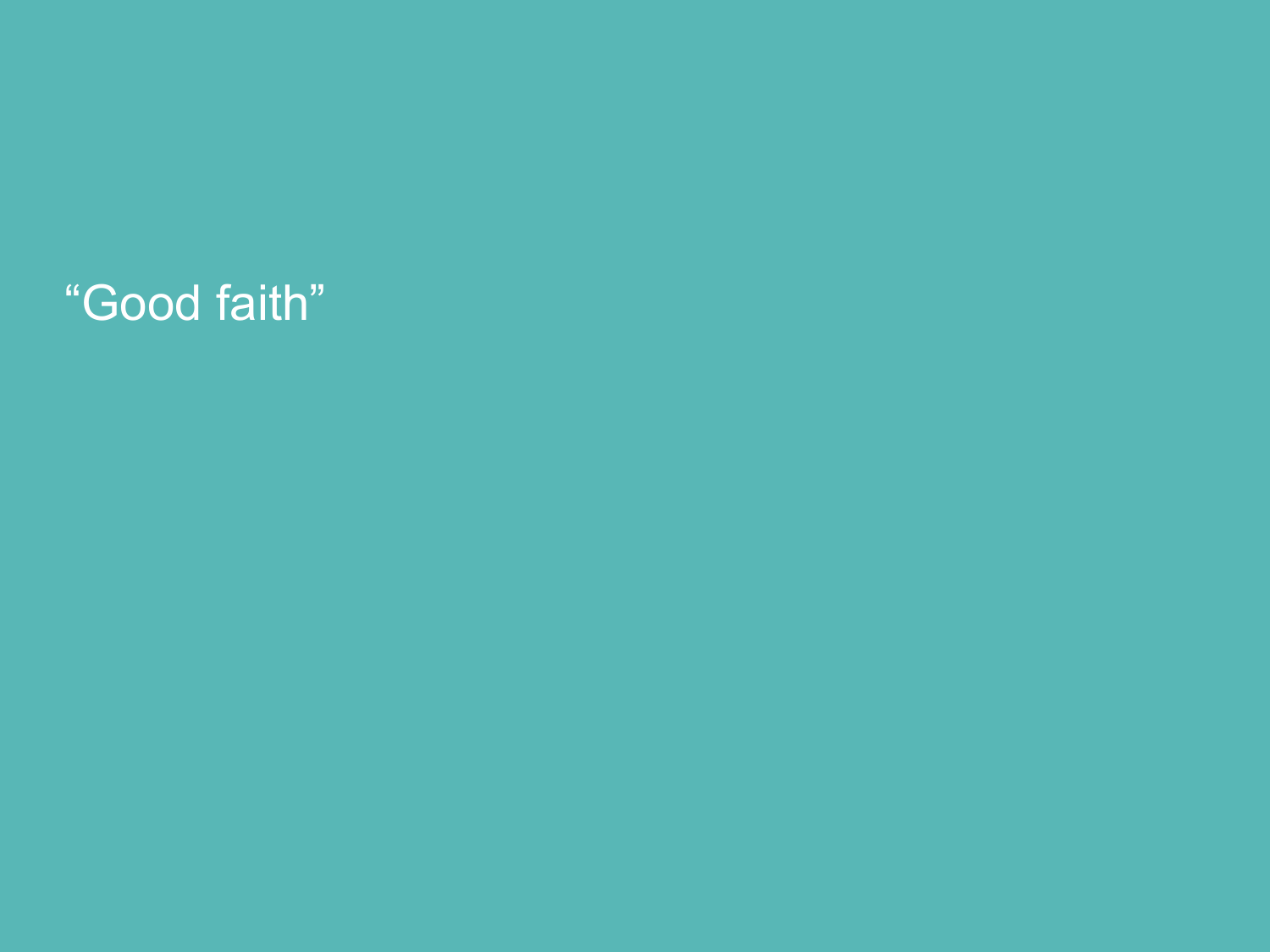# “Good faith”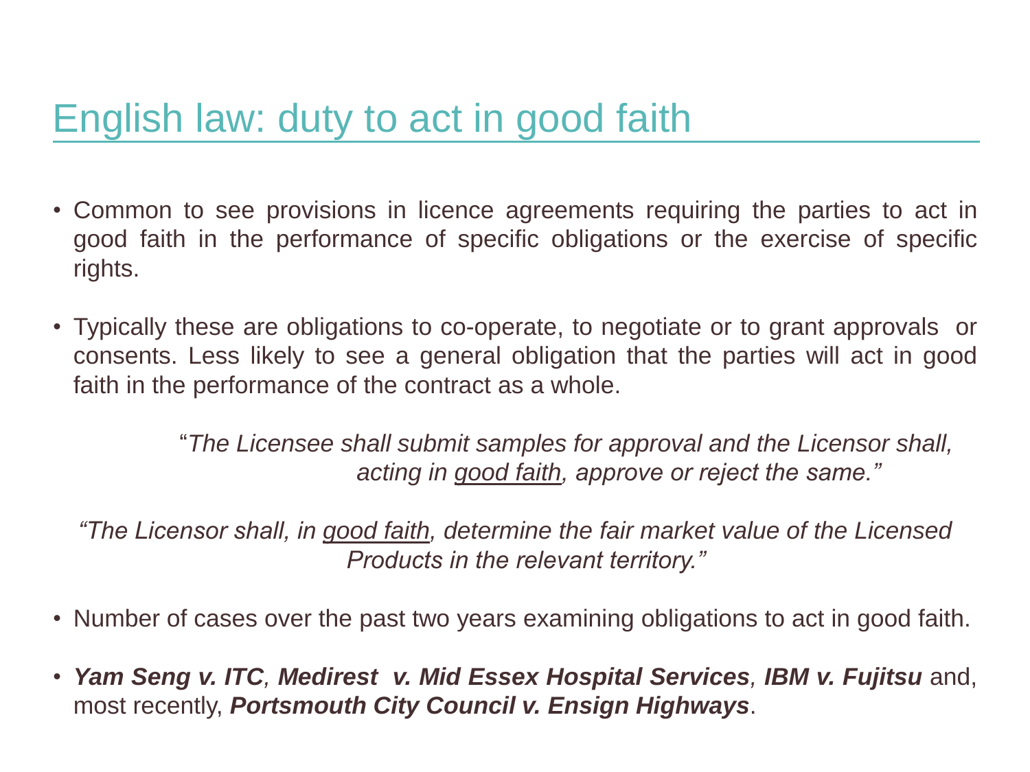# English law: duty to act in good faith

- Common to see provisions in licence agreements requiring the parties to act in good faith in the performance of specific obligations or the exercise of specific rights.

- Typically these are obligations to co-operate, to negotiate or to grant approvals or consents. Less likely to see a general obligation that the parties will act in good faith in the performance of the contract as a whole.

> *"The Licensee shall submit samples for approval and the Licensor shall, acting in <u>good faith</u>, approve or reject the same."*

> *"The Licensor shall, in <u>good faith</u>, determine the fair market value of the Licensed Products in the relevant territory."*

- Number of cases over the past two years examining obligations to act in good faith.

- ***Yam Seng v. ITC***, ***Medirest v. Mid Essex Hospital Services***, ***IBM v. Fujitsu*** and, most recently, ***Portsmouth City Council v. Ensign Highways***.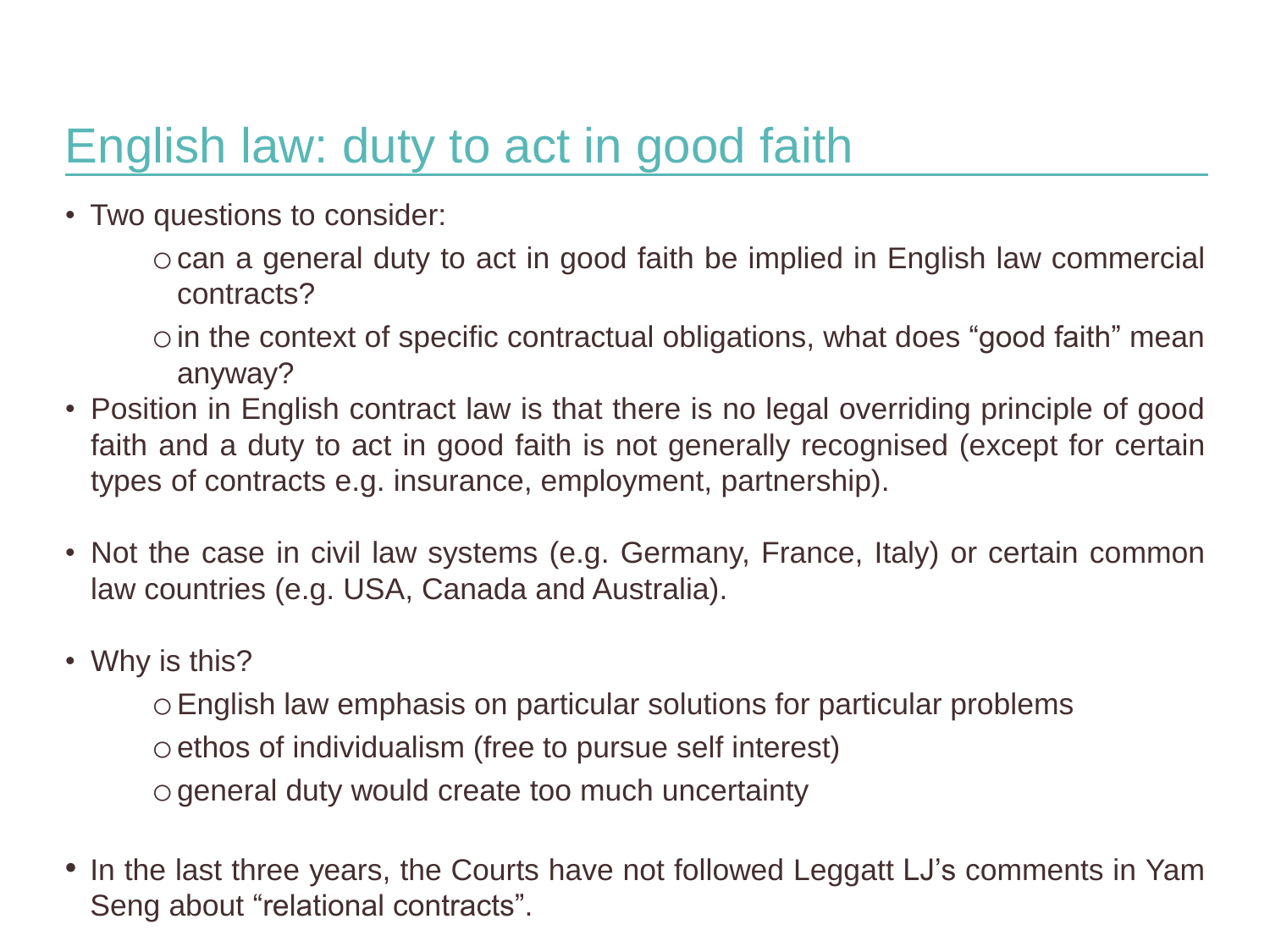# English law: duty to act in good faith

- Two questions to consider:
  - can a general duty to act in good faith be implied in English law commercial contracts?
  - in the context of specific contractual obligations, what does “good faith” mean anyway?
- Position in English contract law is that there is no legal overriding principle of good faith and a duty to act in good faith is not generally recognised (except for certain types of contracts e.g. insurance, employment, partnership).

- Not the case in civil law systems (e.g. Germany, France, Italy) or certain common law countries (e.g. USA, Canada and Australia).

- Why is this?
  - English law emphasis on particular solutions for particular problems
  - ethos of individualism (free to pursue self interest)
  - general duty would create too much uncertainty

- In the last three years, the Courts have not followed Leggatt LJ’s comments in Yam Seng about “relational contracts”.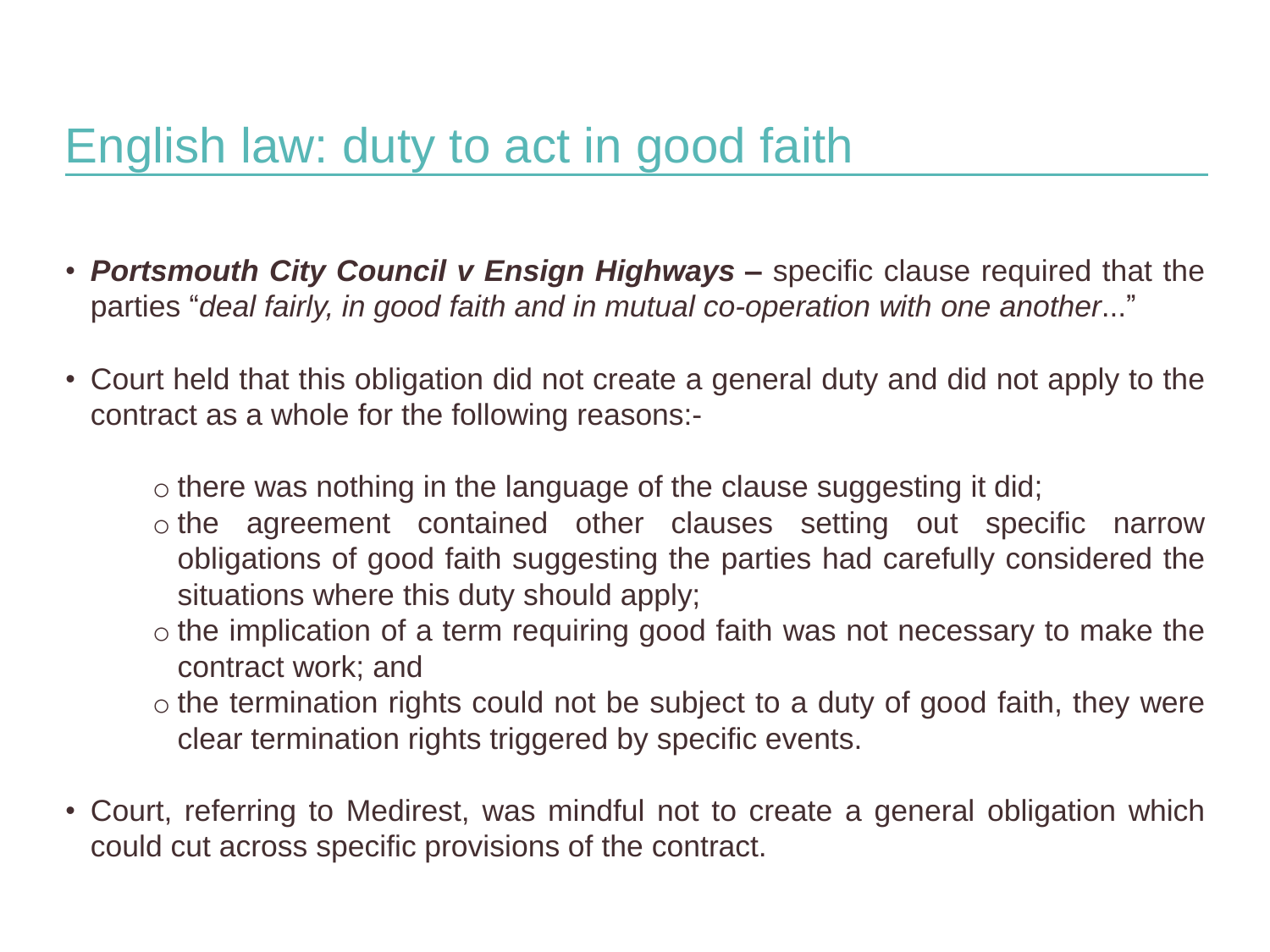# English law: duty to act in good faith

- ***Portsmouth City Council v Ensign Highways* –** specific clause required that the parties "*deal fairly, in good faith and in mutual co-operation with one another*..."

- Court held that this obligation did not create a general duty and did not apply to the contract as a whole for the following reasons:-

  - there was nothing in the language of the clause suggesting it did;
  - the agreement contained other clauses setting out specific narrow obligations of good faith suggesting the parties had carefully considered the situations where this duty should apply;
  - the implication of a term requiring good faith was not necessary to make the contract work; and
  - the termination rights could not be subject to a duty of good faith, they were clear termination rights triggered by specific events.

- Court, referring to Medirest, was mindful not to create a general obligation which could cut across specific provisions of the contract.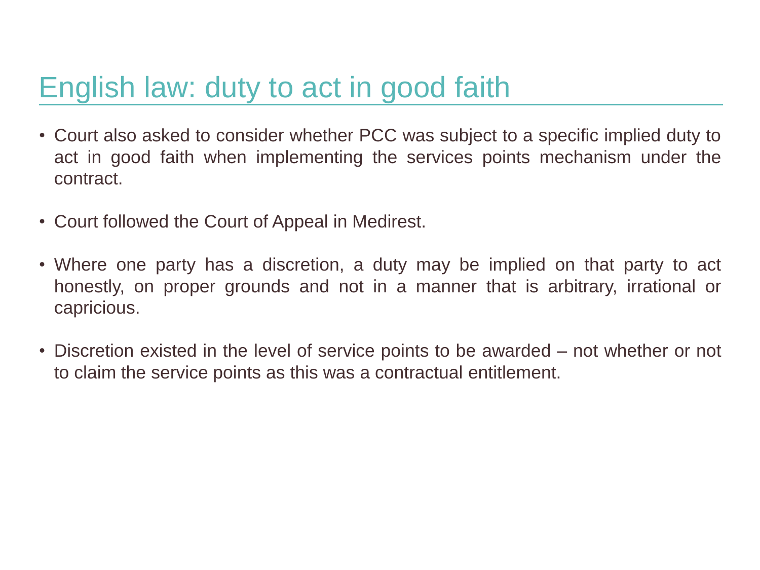# English law: duty to act in good faith

- Court also asked to consider whether PCC was subject to a specific implied duty to act in good faith when implementing the services points mechanism under the contract.

- Court followed the Court of Appeal in Medirest.

- Where one party has a discretion, a duty may be implied on that party to act honestly, on proper grounds and not in a manner that is arbitrary, irrational or capricious.

- Discretion existed in the level of service points to be awarded – not whether or not to claim the service points as this was a contractual entitlement.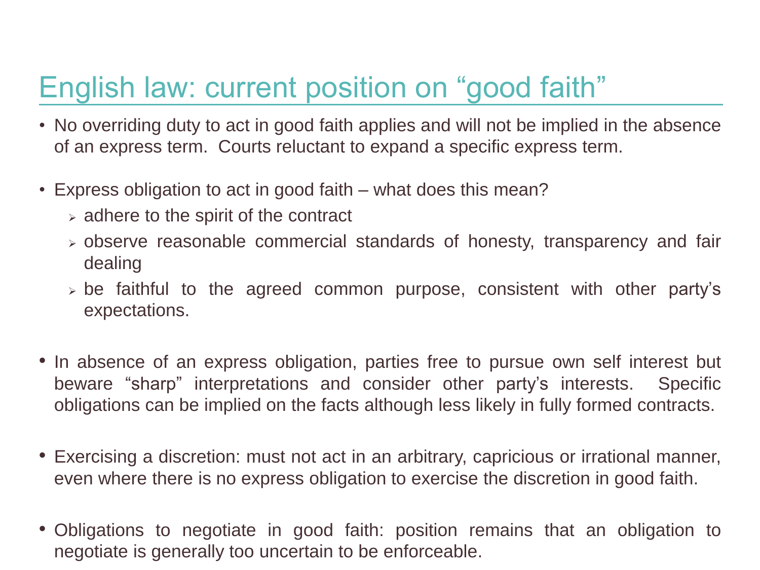# English law: current position on "good faith"

- No overriding duty to act in good faith applies and will not be implied in the absence of an express term. Courts reluctant to expand a specific express term.

- Express obligation to act in good faith – what does this mean?
  - adhere to the spirit of the contract
  - observe reasonable commercial standards of honesty, transparency and fair dealing
  - be faithful to the agreed common purpose, consistent with other party's expectations.

- In absence of an express obligation, parties free to pursue own self interest but beware "sharp" interpretations and consider other party's interests. Specific obligations can be implied on the facts although less likely in fully formed contracts.

- Exercising a discretion: must not act in an arbitrary, capricious or irrational manner, even where there is no express obligation to exercise the discretion in good faith.

- Obligations to negotiate in good faith: position remains that an obligation to negotiate is generally too uncertain to be enforceable.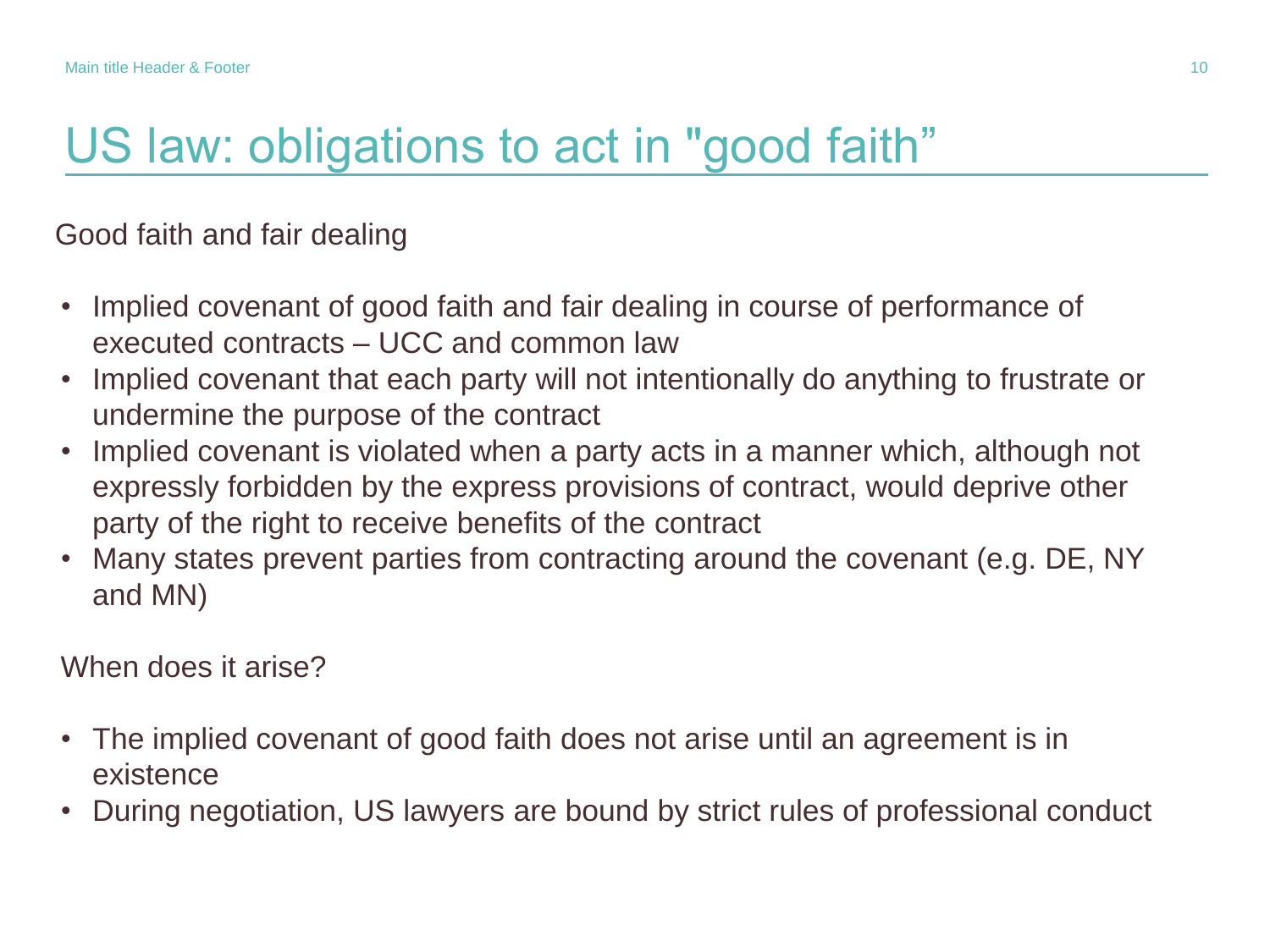# US law: obligations to act in "good faith”

Good faith and fair dealing

- Implied covenant of good faith and fair dealing in course of performance of executed contracts – UCC and common law
- Implied covenant that each party will not intentionally do anything to frustrate or undermine the purpose of the contract
- Implied covenant is violated when a party acts in a manner which, although not expressly forbidden by the express provisions of contract, would deprive other party of the right to receive benefits of the contract
- Many states prevent parties from contracting around the covenant (e.g. DE, NY and MN)

When does it arise?

- The implied covenant of good faith does not arise until an agreement is in existence
- During negotiation, US lawyers are bound by strict rules of professional conduct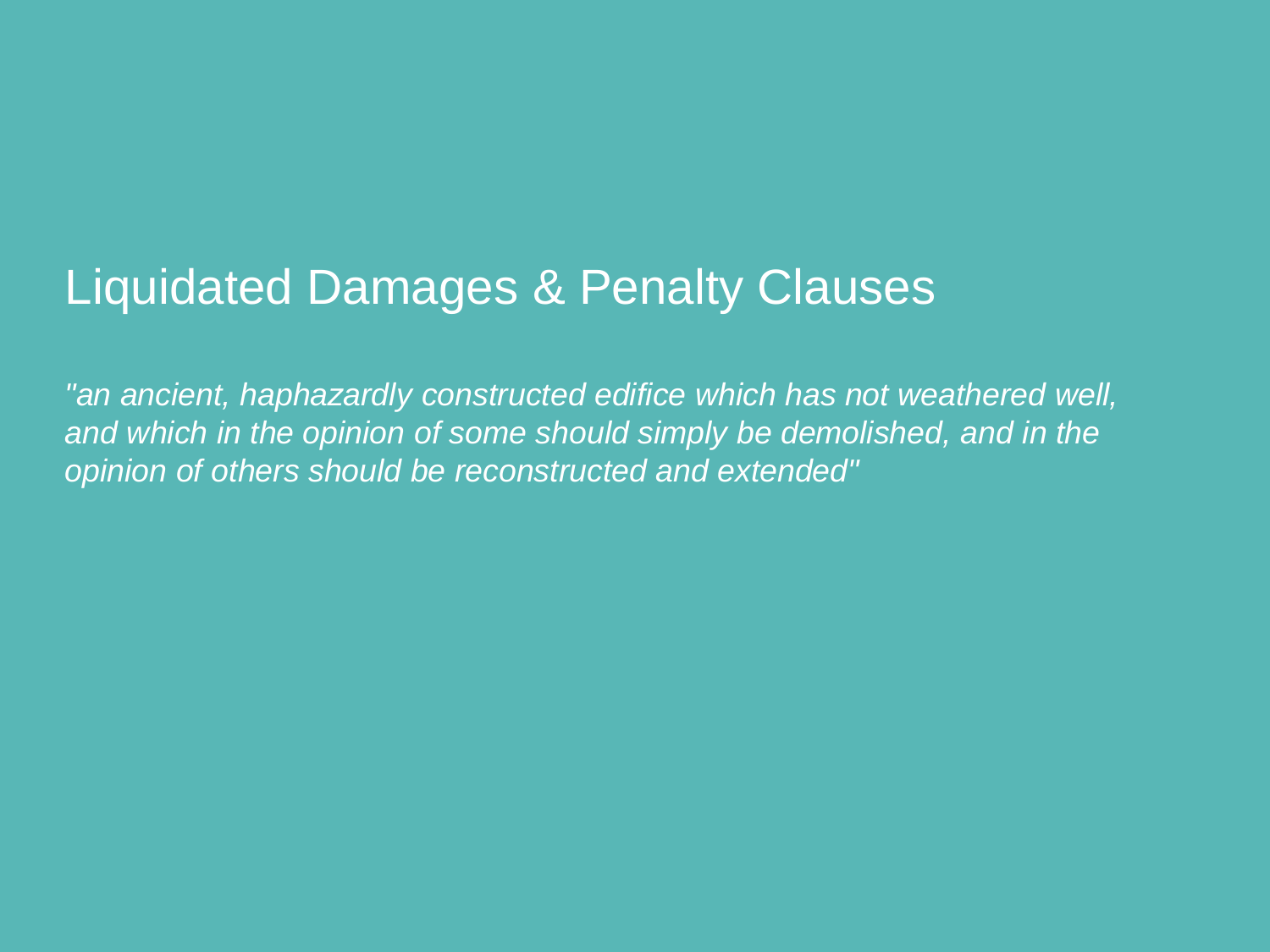# Liquidated Damages & Penalty Clauses

*"an ancient, haphazardly constructed edifice which has not weathered well, and which in the opinion of some should simply be demolished, and in the opinion of others should be reconstructed and extended"*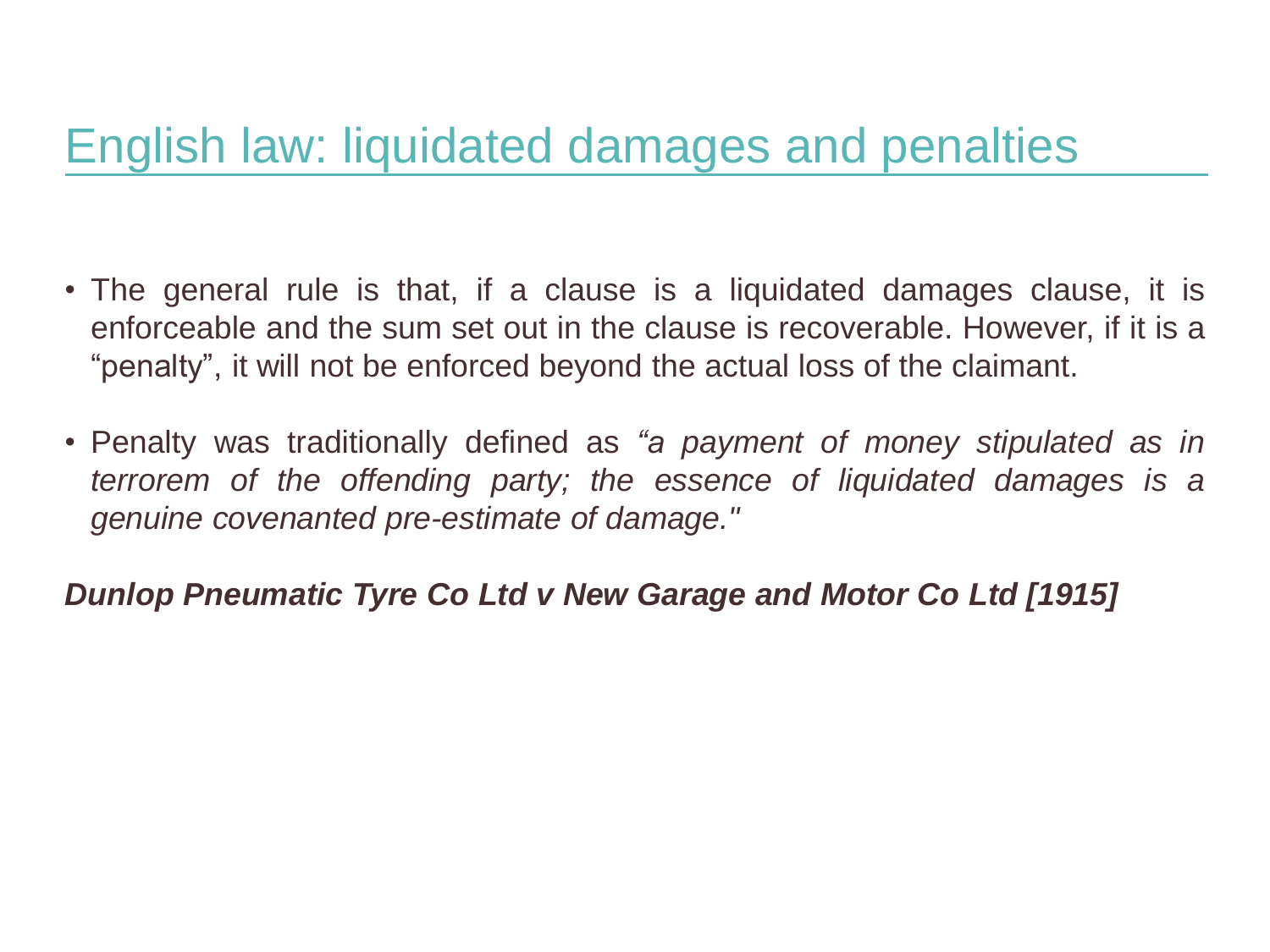# English law: liquidated damages and penalties

- The general rule is that, if a clause is a liquidated damages clause, it is enforceable and the sum set out in the clause is recoverable. However, if it is a "penalty", it will not be enforced beyond the actual loss of the claimant.

- Penalty was traditionally defined as *"a payment of money stipulated as in terrorem of the offending party; the essence of liquidated damages is a genuine covenanted pre-estimate of damage."*

***Dunlop Pneumatic Tyre Co Ltd v New Garage and Motor Co Ltd [1915]***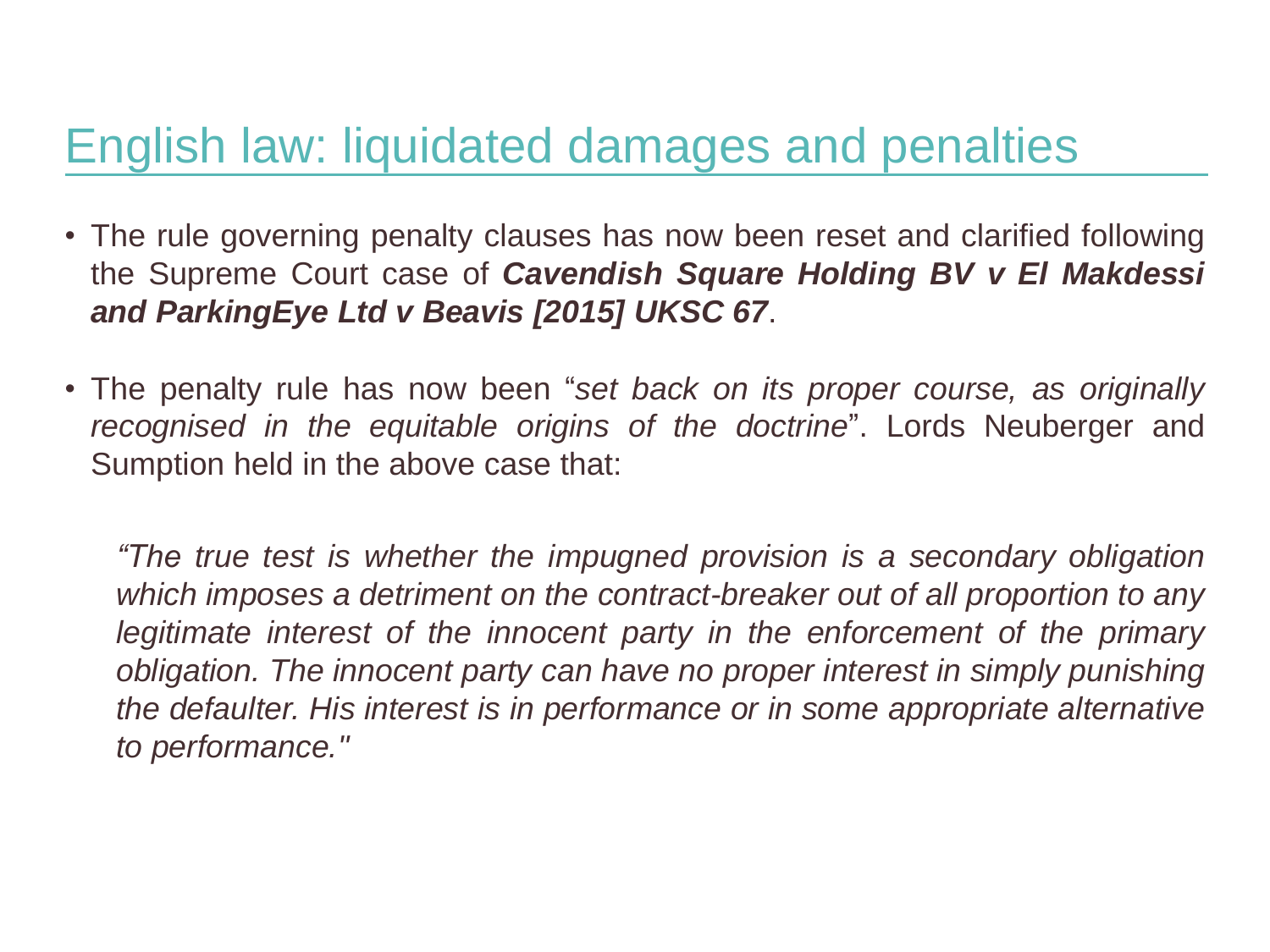# English law: liquidated damages and penalties

- The rule governing penalty clauses has now been reset and clarified following the Supreme Court case of ***Cavendish Square Holding BV v El Makdessi and ParkingEye Ltd v Beavis [2015] UKSC 67***.

- The penalty rule has now been "*set back on its proper course, as originally recognised in the equitable origins of the doctrine*". Lords Neuberger and Sumption held in the above case that:

  *"The true test is whether the impugned provision is a secondary obligation which imposes a detriment on the contract-breaker out of all proportion to any legitimate interest of the innocent party in the enforcement of the primary obligation. The innocent party can have no proper interest in simply punishing the defaulter. His interest is in performance or in some appropriate alternative to performance."*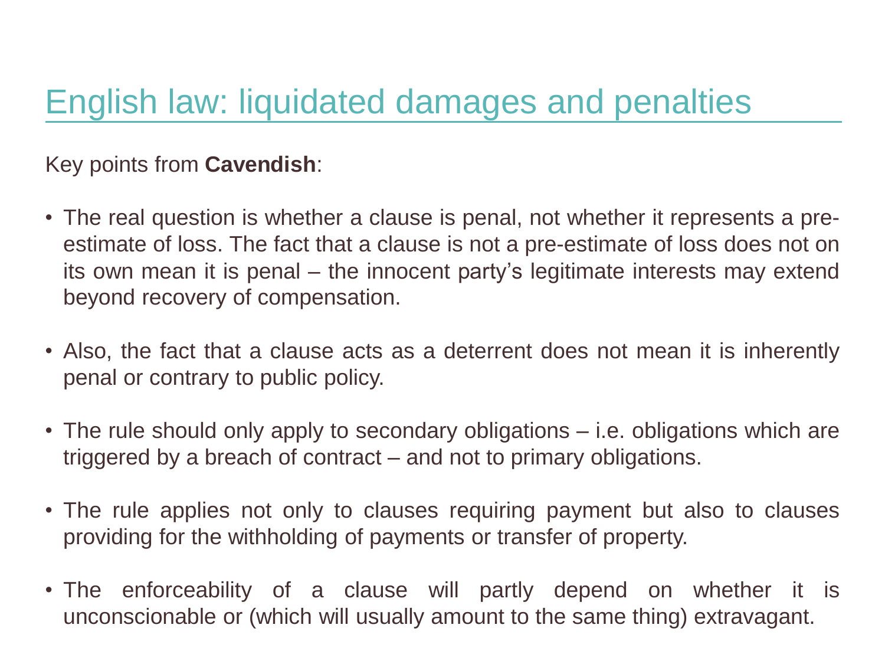# English law: liquidated damages and penalties

Key points from **Cavendish**:

- The real question is whether a clause is penal, not whether it represents a pre-estimate of loss. The fact that a clause is not a pre-estimate of loss does not on its own mean it is penal – the innocent party's legitimate interests may extend beyond recovery of compensation.

- Also, the fact that a clause acts as a deterrent does not mean it is inherently penal or contrary to public policy.

- The rule should only apply to secondary obligations – i.e. obligations which are triggered by a breach of contract – and not to primary obligations.

- The rule applies not only to clauses requiring payment but also to clauses providing for the withholding of payments or transfer of property.

- The enforceability of a clause will partly depend on whether it is unconscionable or (which will usually amount to the same thing) extravagant.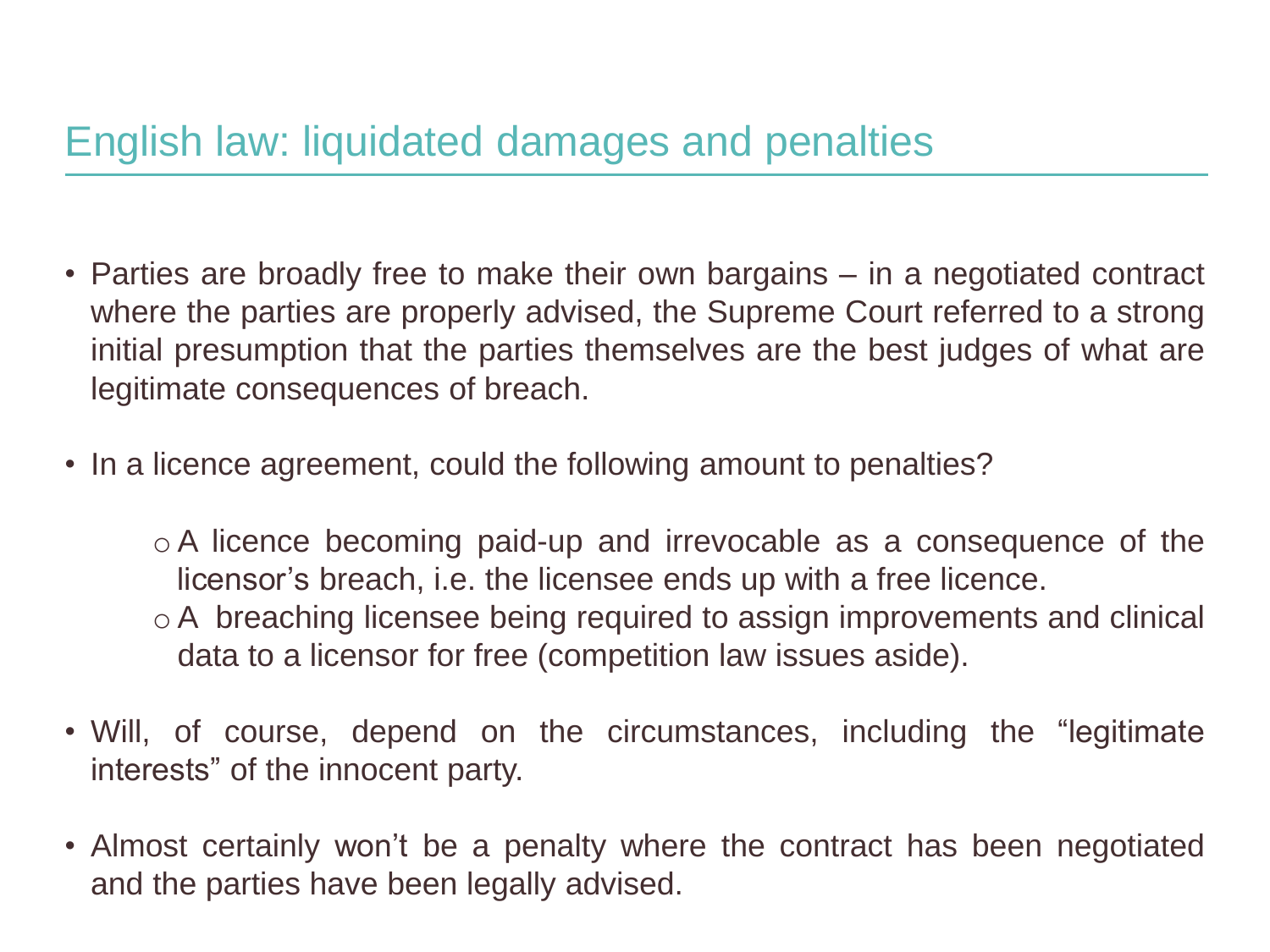# English law: liquidated damages and penalties

- Parties are broadly free to make their own bargains – in a negotiated contract where the parties are properly advised, the Supreme Court referred to a strong initial presumption that the parties themselves are the best judges of what are legitimate consequences of breach.

- In a licence agreement, could the following amount to penalties?

  - A licence becoming paid-up and irrevocable as a consequence of the licensor's breach, i.e. the licensee ends up with a free licence.
  - A breaching licensee being required to assign improvements and clinical data to a licensor for free (competition law issues aside).

- Will, of course, depend on the circumstances, including the "legitimate interests" of the innocent party.

- Almost certainly won't be a penalty where the contract has been negotiated and the parties have been legally advised.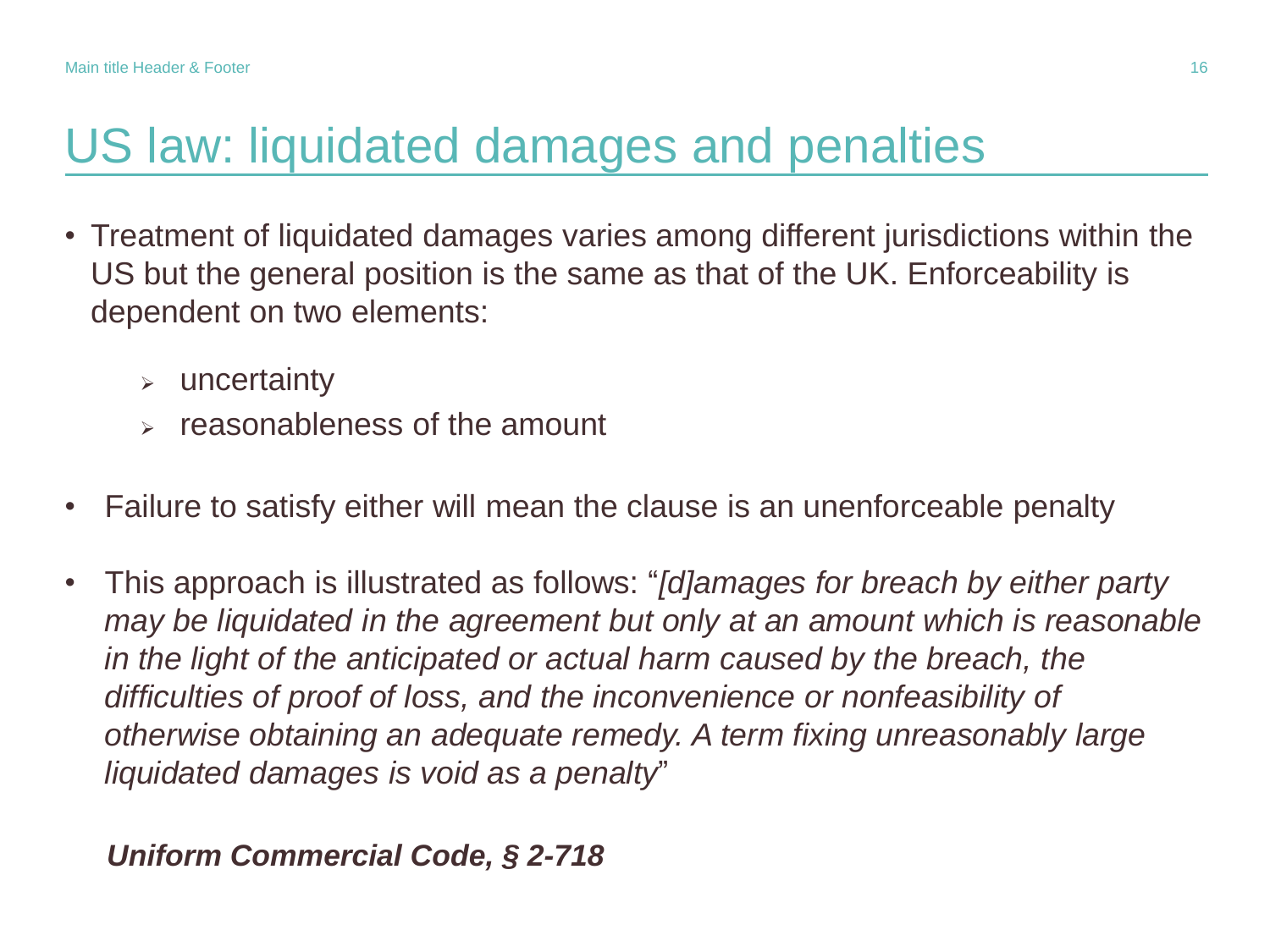# US law: liquidated damages and penalties

- Treatment of liquidated damages varies among different jurisdictions within the US but the general position is the same as that of the UK. Enforceability is dependent on two elements:
  - uncertainty
  - reasonableness of the amount

- Failure to satisfy either will mean the clause is an unenforceable penalty

- This approach is illustrated as follows: "*[d]amages for breach by either party may be liquidated in the agreement but only at an amount which is reasonable in the light of the anticipated or actual harm caused by the breach, the difficulties of proof of loss, and the inconvenience or nonfeasibility of otherwise obtaining an adequate remedy. A term fixing unreasonably large liquidated damages is void as a penalty*"

  ***Uniform Commercial Code, § 2-718***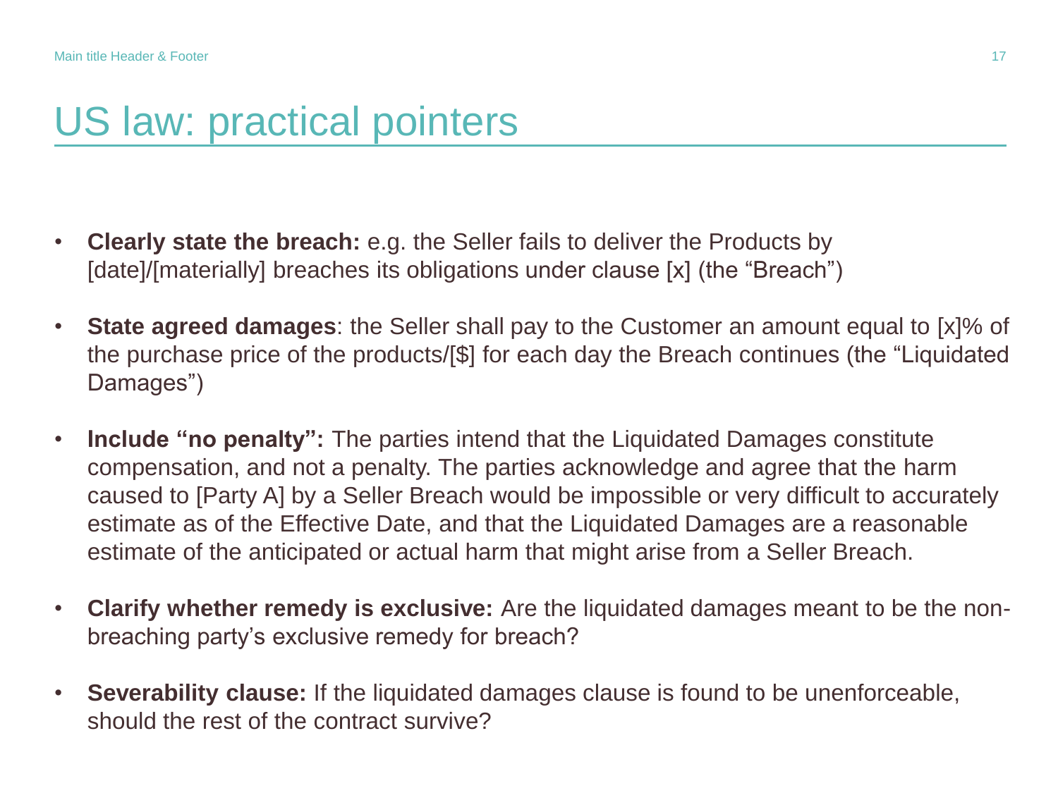# US law: practical pointers

- **Clearly state the breach:** e.g. the Seller fails to deliver the Products by [date]/[materially] breaches its obligations under clause [x] (the "Breach")
- **State agreed damages**: the Seller shall pay to the Customer an amount equal to [x]% of the purchase price of the products/[$] for each day the Breach continues (the "Liquidated Damages")
- **Include "no penalty":** The parties intend that the Liquidated Damages constitute compensation, and not a penalty. The parties acknowledge and agree that the harm caused to [Party A] by a Seller Breach would be impossible or very difficult to accurately estimate as of the Effective Date, and that the Liquidated Damages are a reasonable estimate of the anticipated or actual harm that might arise from a Seller Breach.
- **Clarify whether remedy is exclusive:** Are the liquidated damages meant to be the non-breaching party's exclusive remedy for breach?
- **Severability clause:** If the liquidated damages clause is found to be unenforceable, should the rest of the contract survive?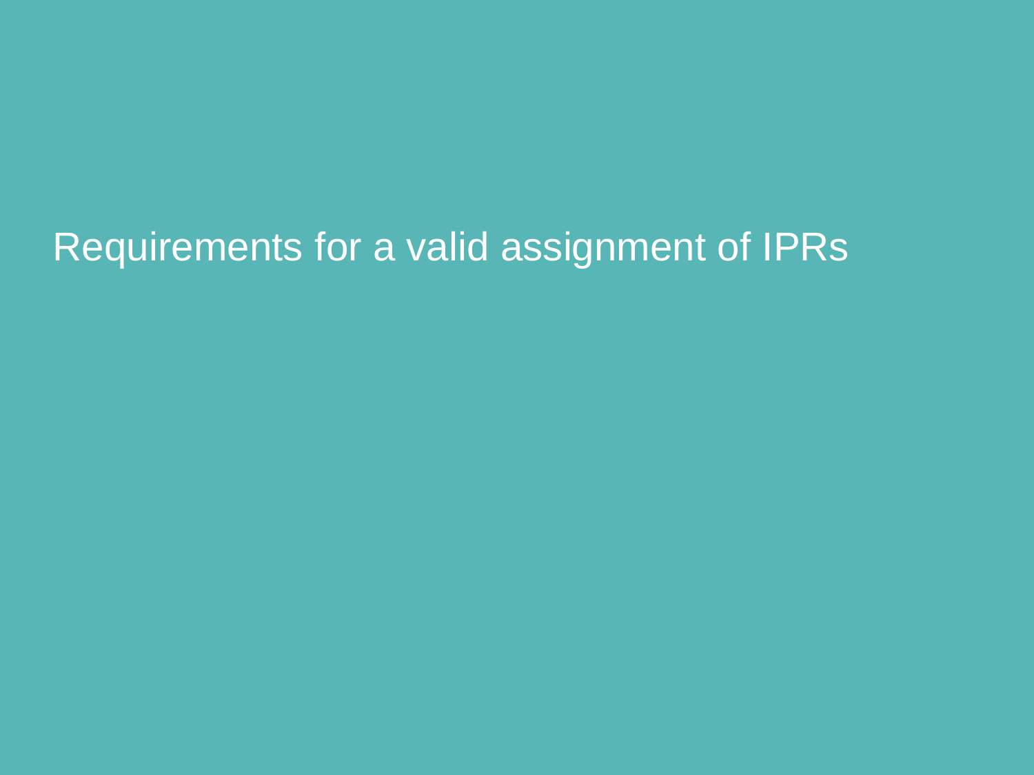# Requirements for a valid assignment of IPRs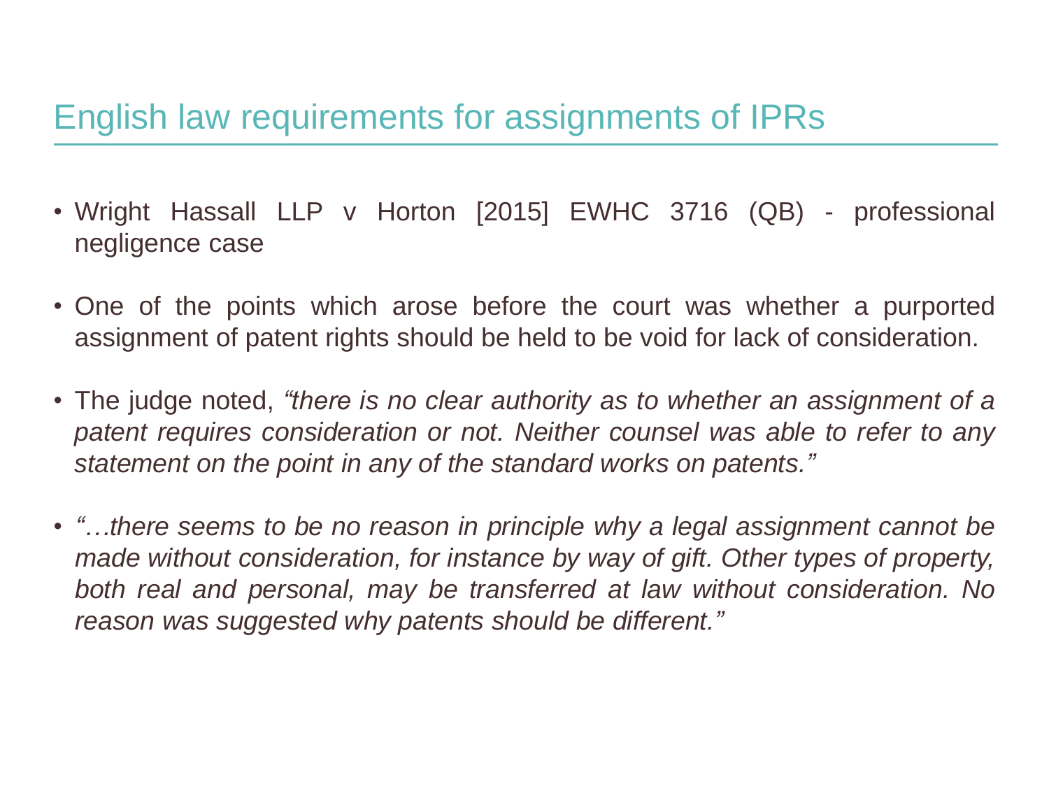# English law requirements for assignments of IPRs

- Wright Hassall LLP v Horton [2015] EWHC 3716 (QB) - professional negligence case

- One of the points which arose before the court was whether a purported assignment of patent rights should be held to be void for lack of consideration.

- The judge noted, *"there is no clear authority as to whether an assignment of a patent requires consideration or not. Neither counsel was able to refer to any statement on the point in any of the standard works on patents."*

- *"…there seems to be no reason in principle why a legal assignment cannot be made without consideration, for instance by way of gift. Other types of property, both real and personal, may be transferred at law without consideration. No reason was suggested why patents should be different."*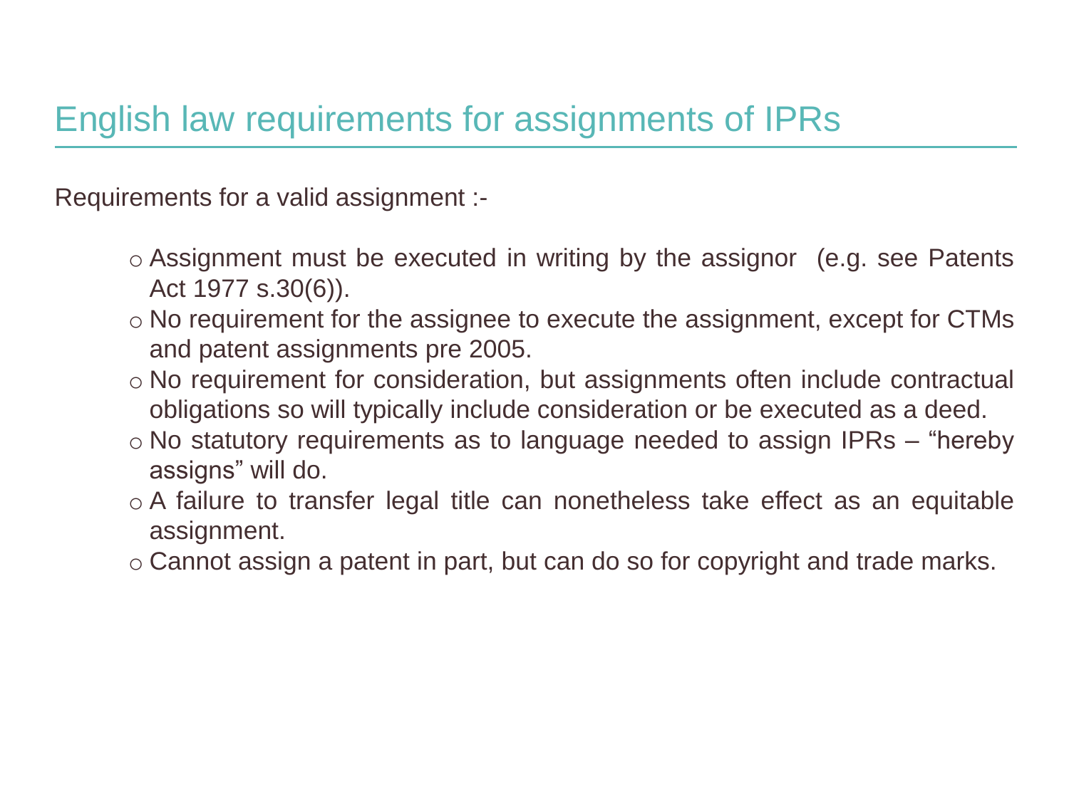# English law requirements for assignments of IPRs

Requirements for a valid assignment :-

- Assignment must be executed in writing by the assignor (e.g. see Patents Act 1977 s.30(6)).
- No requirement for the assignee to execute the assignment, except for CTMs and patent assignments pre 2005.
- No requirement for consideration, but assignments often include contractual obligations so will typically include consideration or be executed as a deed.
- No statutory requirements as to language needed to assign IPRs – "hereby assigns" will do.
- A failure to transfer legal title can nonetheless take effect as an equitable assignment.
- Cannot assign a patent in part, but can do so for copyright and trade marks.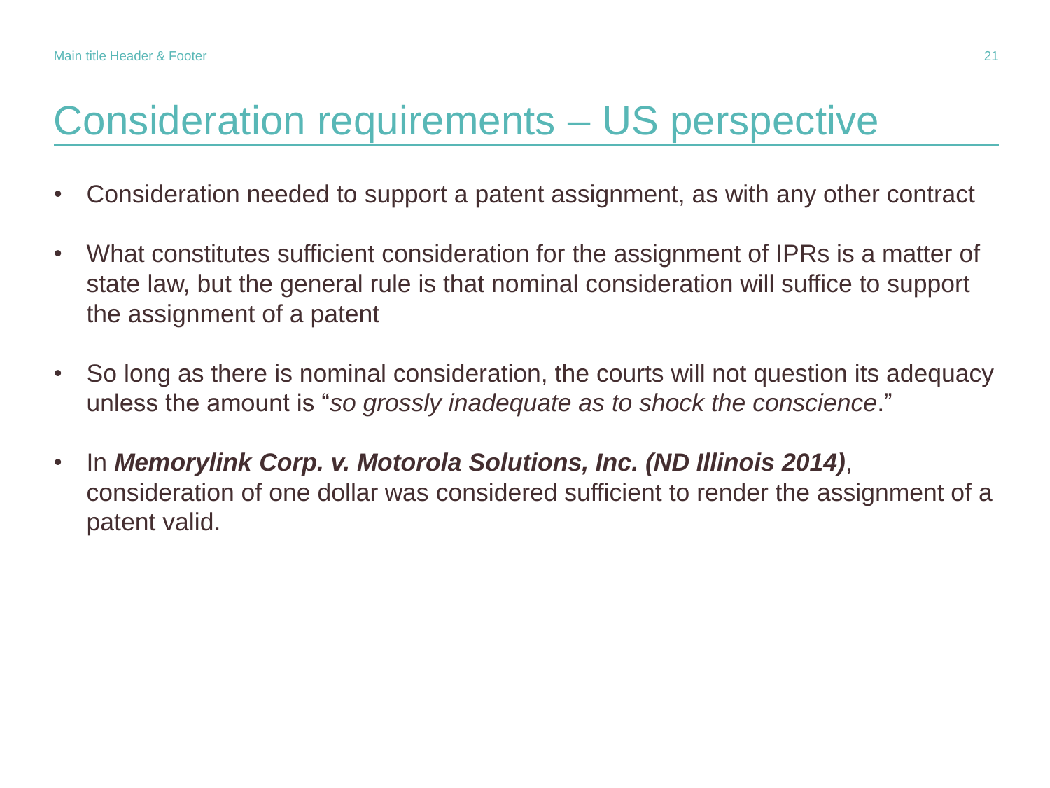# Consideration requirements – US perspective

- Consideration needed to support a patent assignment, as with any other contract
- What constitutes sufficient consideration for the assignment of IPRs is a matter of state law, but the general rule is that nominal consideration will suffice to support the assignment of a patent
- So long as there is nominal consideration, the courts will not question its adequacy unless the amount is "*so grossly inadequate as to shock the conscience*."
- In ***Memorylink Corp. v. Motorola Solutions, Inc. (ND Illinois 2014)***, consideration of one dollar was considered sufficient to render the assignment of a patent valid.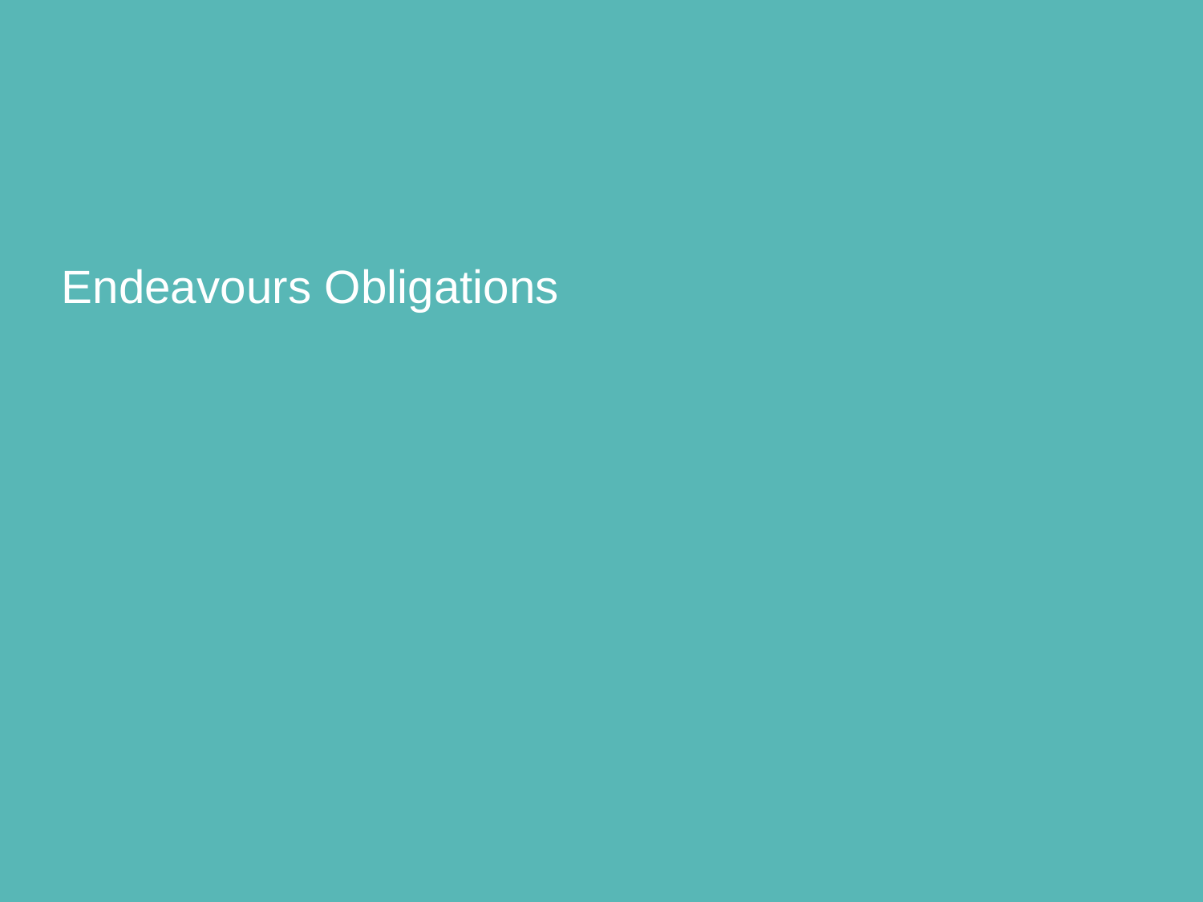# Endeavours Obligations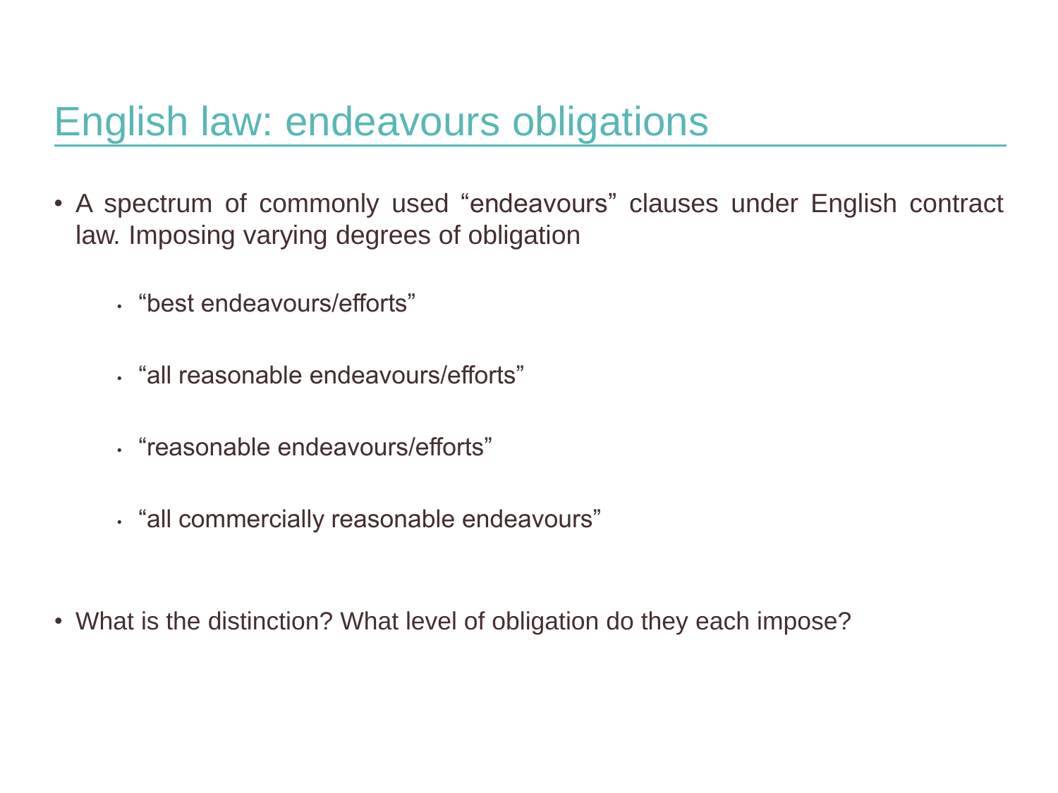# English law: endeavours obligations

- A spectrum of commonly used “endeavours” clauses under English contract law. Imposing varying degrees of obligation
  - “best endeavours/efforts”
  - “all reasonable endeavours/efforts”
  - “reasonable endeavours/efforts”
  - “all commercially reasonable endeavours”
- What is the distinction? What level of obligation do they each impose?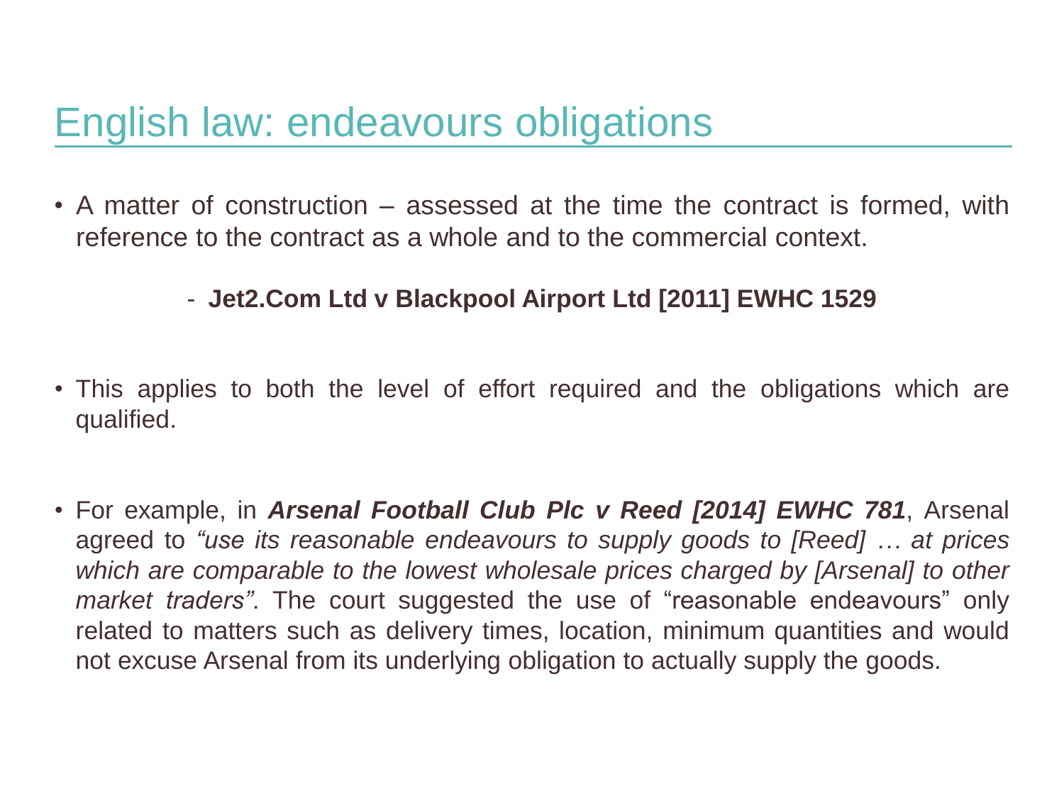# English law: endeavours obligations

- A matter of construction – assessed at the time the contract is formed, with reference to the contract as a whole and to the commercial context.

  - **Jet2.Com Ltd v Blackpool Airport Ltd [2011] EWHC 1529**

- This applies to both the level of effort required and the obligations which are qualified.

- For example, in ***Arsenal Football Club Plc v Reed [2014] EWHC 781***, Arsenal agreed to *"use its reasonable endeavours to supply goods to [Reed] … at prices which are comparable to the lowest wholesale prices charged by [Arsenal] to other market traders"*. The court suggested the use of "reasonable endeavours" only related to matters such as delivery times, location, minimum quantities and would not excuse Arsenal from its underlying obligation to actually supply the goods.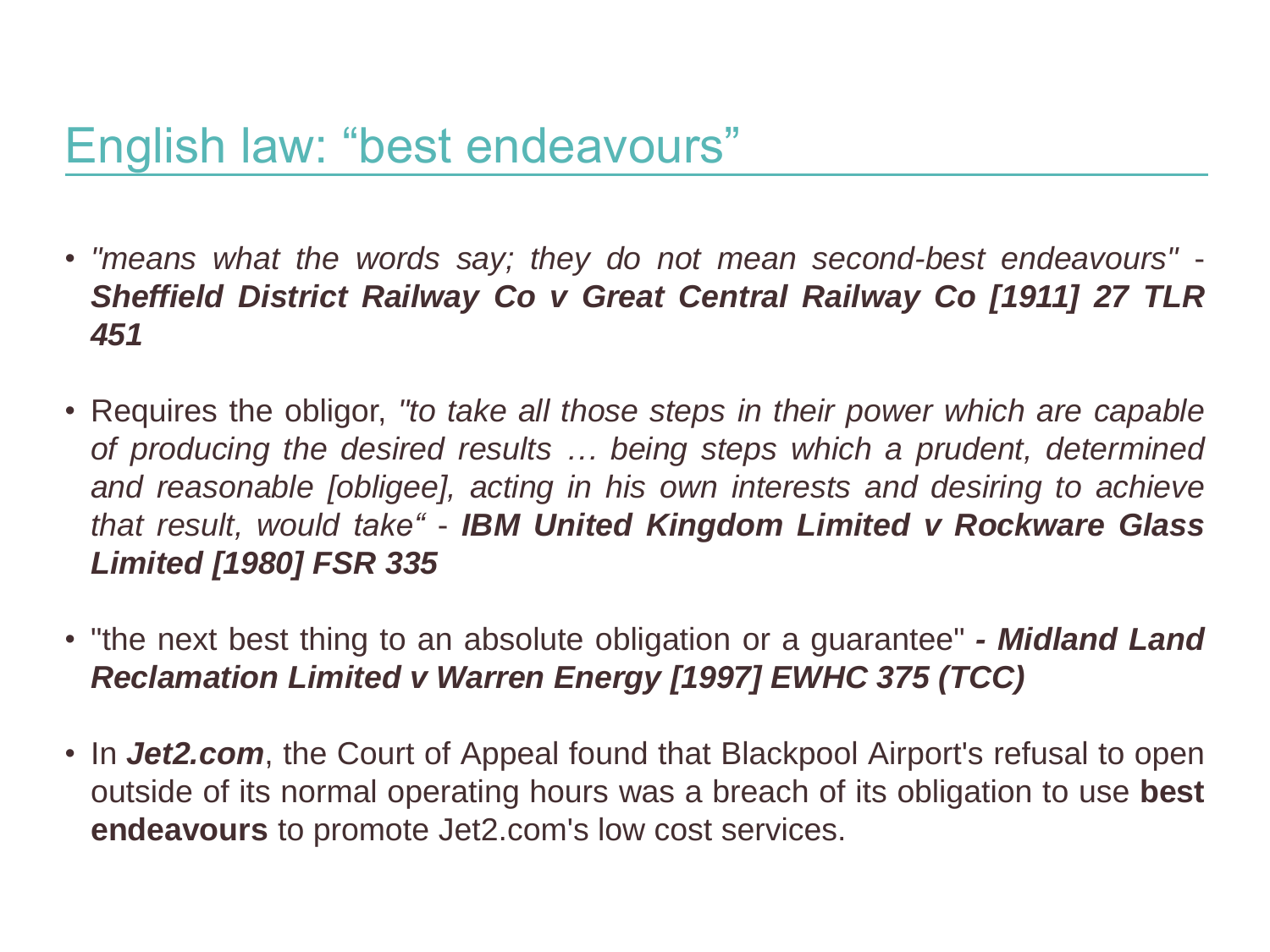# English law: “best endeavours”

- *"means what the words say; they do not mean second-best endeavours"* - ***Sheffield District Railway Co v Great Central Railway Co [1911] 27 TLR 451***

- Requires the obligor, *"to take all those steps in their power which are capable of producing the desired results … being steps which a prudent, determined and reasonable [obligee], acting in his own interests and desiring to achieve that result, would take“* - ***IBM United Kingdom Limited v Rockware Glass Limited [1980] FSR 335***

- "the next best thing to an absolute obligation or a guarantee" ***- Midland Land Reclamation Limited v Warren Energy [1997] EWHC 375 (TCC)***

- In ***Jet2.com***, the Court of Appeal found that Blackpool Airport's refusal to open outside of its normal operating hours was a breach of its obligation to use **best endeavours** to promote Jet2.com's low cost services.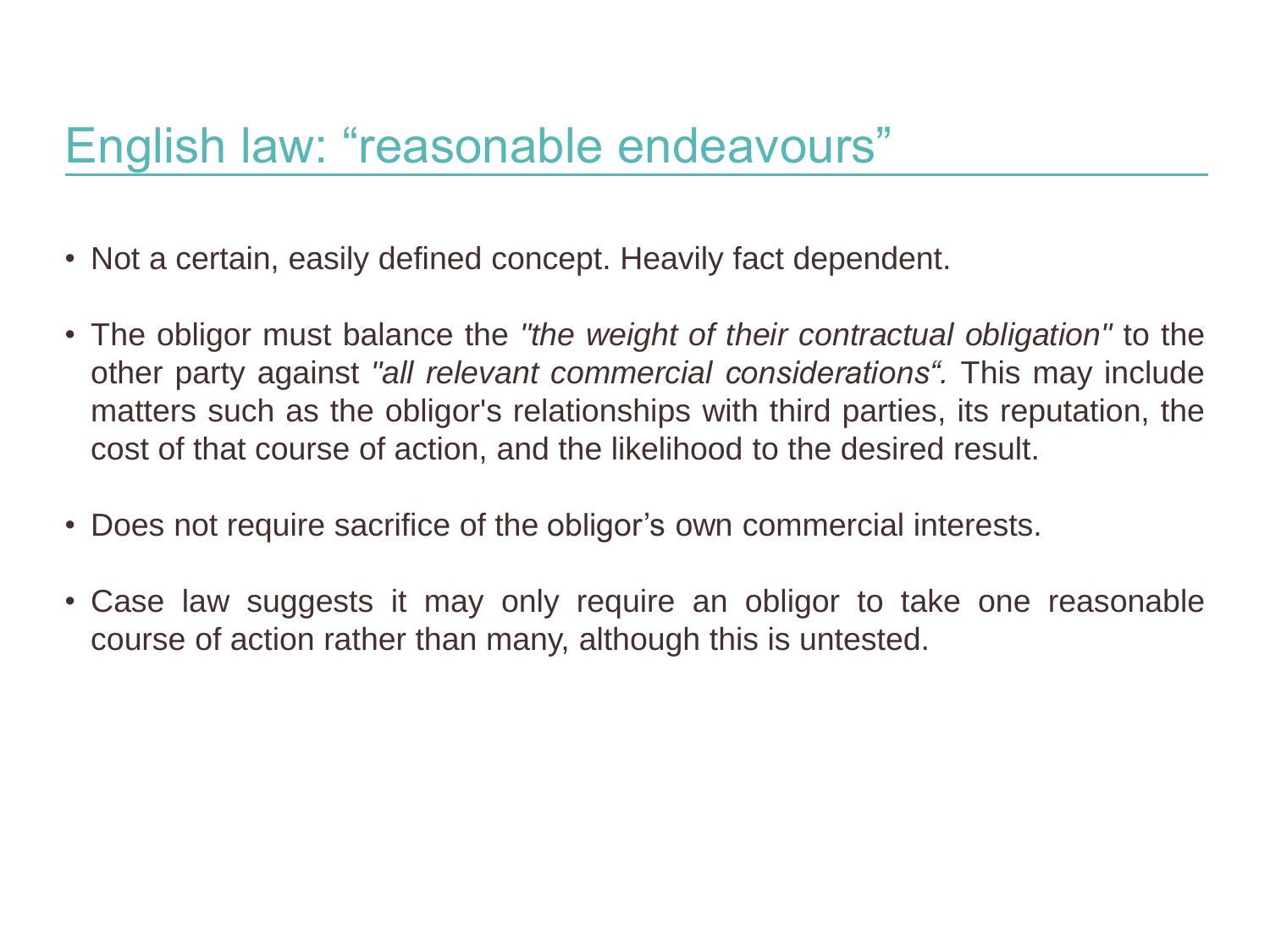# English law: “reasonable endeavours”

- Not a certain, easily defined concept. Heavily fact dependent.
- The obligor must balance the *"the weight of their contractual obligation"* to the other party against *"all relevant commercial considerations“.* This may include matters such as the obligor's relationships with third parties, its reputation, the cost of that course of action, and the likelihood to the desired result.
- Does not require sacrifice of the obligor’s own commercial interests.
- Case law suggests it may only require an obligor to take one reasonable course of action rather than many, although this is untested.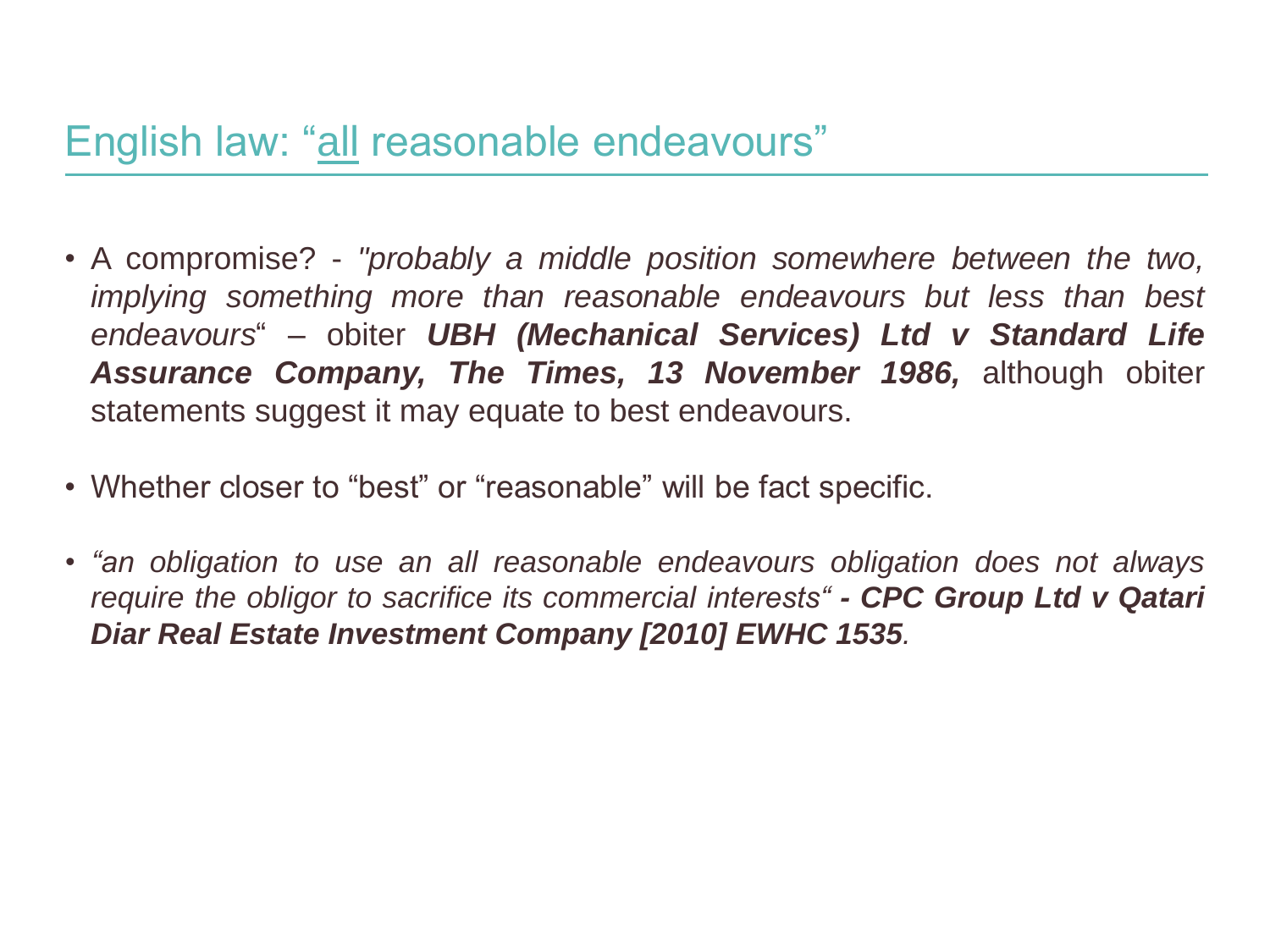## English law: "all reasonable endeavours"

- A compromise? - *"probably a middle position somewhere between the two, implying something more than reasonable endeavours but less than best endeavours*" – obiter ***UBH (Mechanical Services) Ltd v Standard Life Assurance Company, The Times, 13 November 1986,*** although obiter statements suggest it may equate to best endeavours.

- Whether closer to "best" or "reasonable" will be fact specific.

- *"an obligation to use an all reasonable endeavours obligation does not always require the obligor to sacrifice its commercial interests"* ***- CPC Group Ltd v Qatari Diar Real Estate Investment Company [2010] EWHC 1535****.*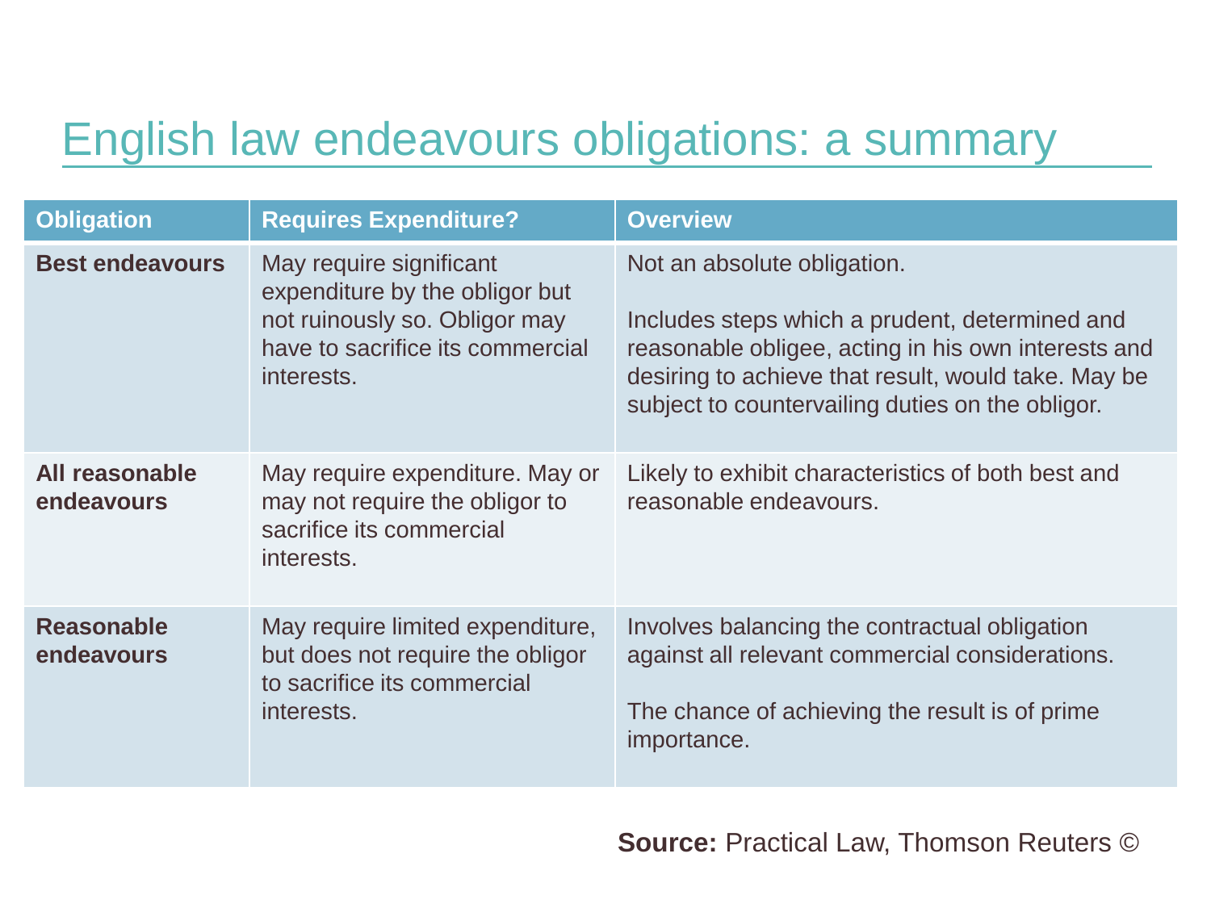# English law endeavours obligations: a summary

| Obligation | Requires Expenditure? | Overview |
| --- | --- | --- |
| **Best endeavours** | May require significant expenditure by the obligor but not ruinously so. Obligor may have to sacrifice its commercial interests. | Not an absolute obligation.<br><br>Includes steps which a prudent, determined and reasonable obligee, acting in his own interests and desiring to achieve that result, would take. May be subject to countervailing duties on the obligor. |
| **All reasonable endeavours** | May require expenditure. May or may not require the obligor to sacrifice its commercial interests. | Likely to exhibit characteristics of both best and reasonable endeavours. |
| **Reasonable endeavours** | May require limited expenditure, but does not require the obligor to sacrifice its commercial interests. | Involves balancing the contractual obligation against all relevant commercial considerations.<br><br>The chance of achieving the result is of prime importance. |

**Source:** Practical Law, Thomson Reuters ©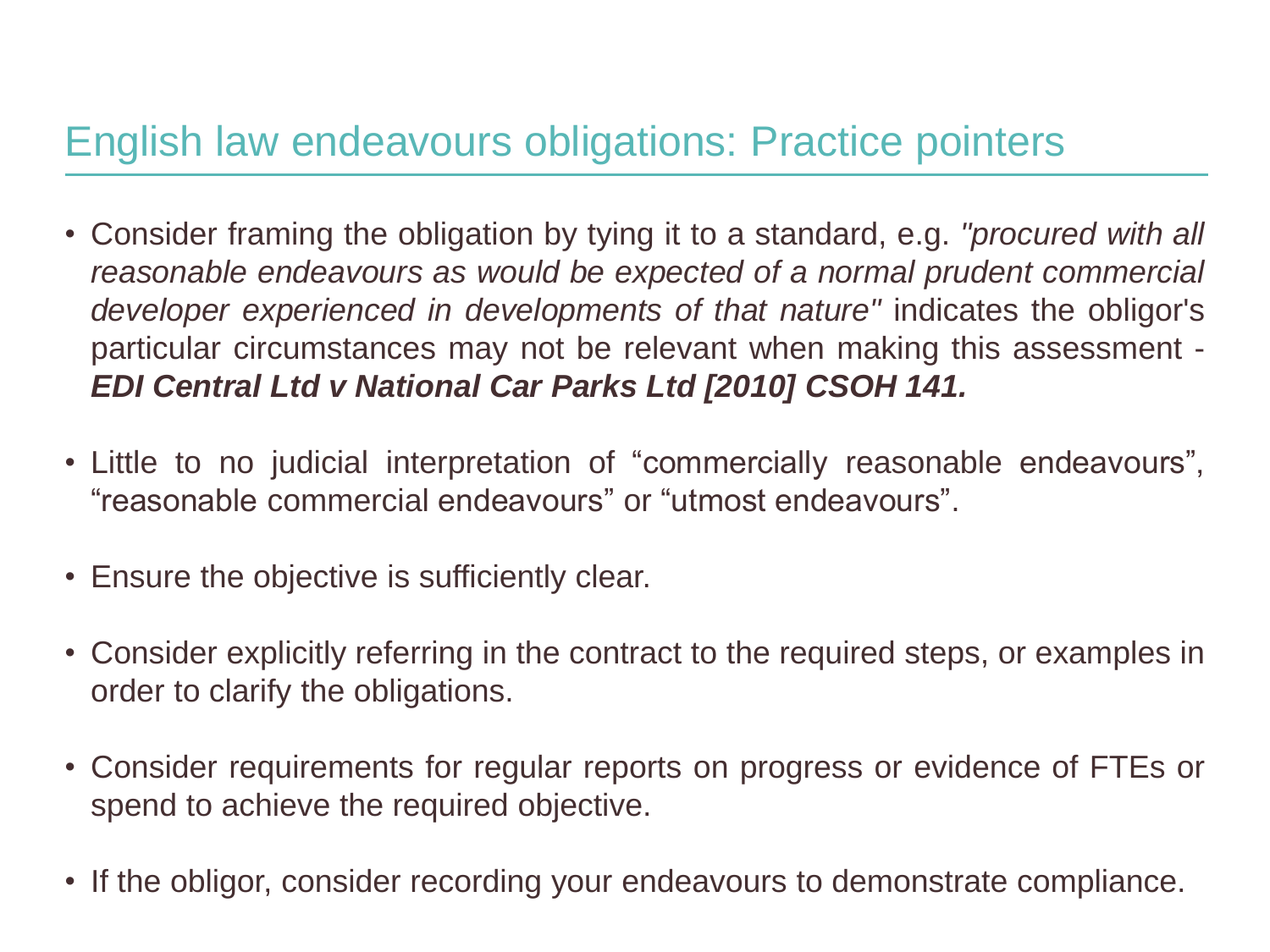# English law endeavours obligations: Practice pointers

- Consider framing the obligation by tying it to a standard, e.g. *"procured with all reasonable endeavours as would be expected of a normal prudent commercial developer experienced in developments of that nature"* indicates the obligor's particular circumstances may not be relevant when making this assessment - ***EDI Central Ltd v National Car Parks Ltd [2010] CSOH 141.***

- Little to no judicial interpretation of "commercially reasonable endeavours", "reasonable commercial endeavours" or "utmost endeavours".

- Ensure the objective is sufficiently clear.

- Consider explicitly referring in the contract to the required steps, or examples in order to clarify the obligations.

- Consider requirements for regular reports on progress or evidence of FTEs or spend to achieve the required objective.

- If the obligor, consider recording your endeavours to demonstrate compliance.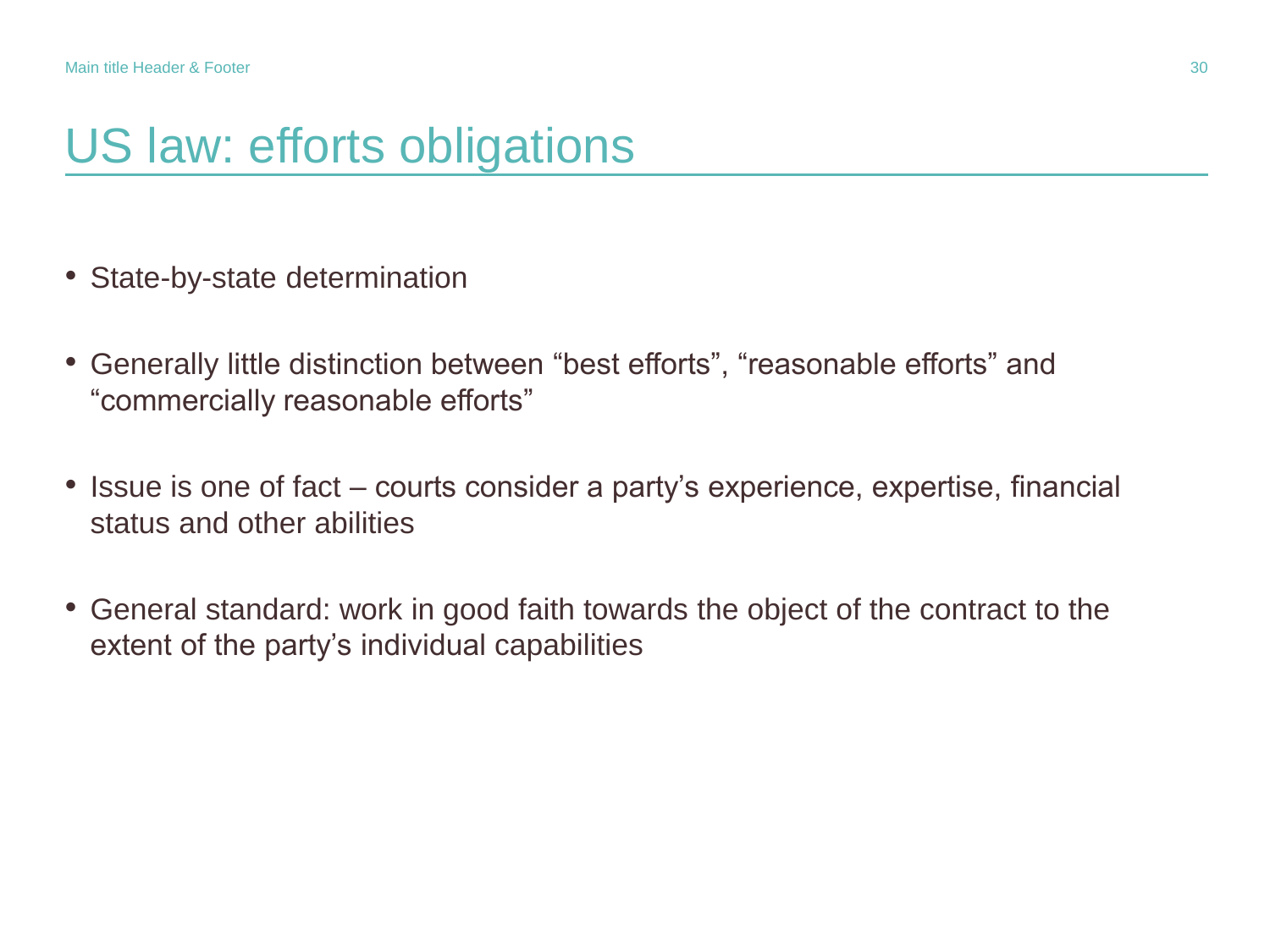# US law: efforts obligations

- State-by-state determination
- Generally little distinction between “best efforts”, “reasonable efforts” and “commercially reasonable efforts”
- Issue is one of fact – courts consider a party’s experience, expertise, financial status and other abilities
- General standard: work in good faith towards the object of the contract to the extent of the party’s individual capabilities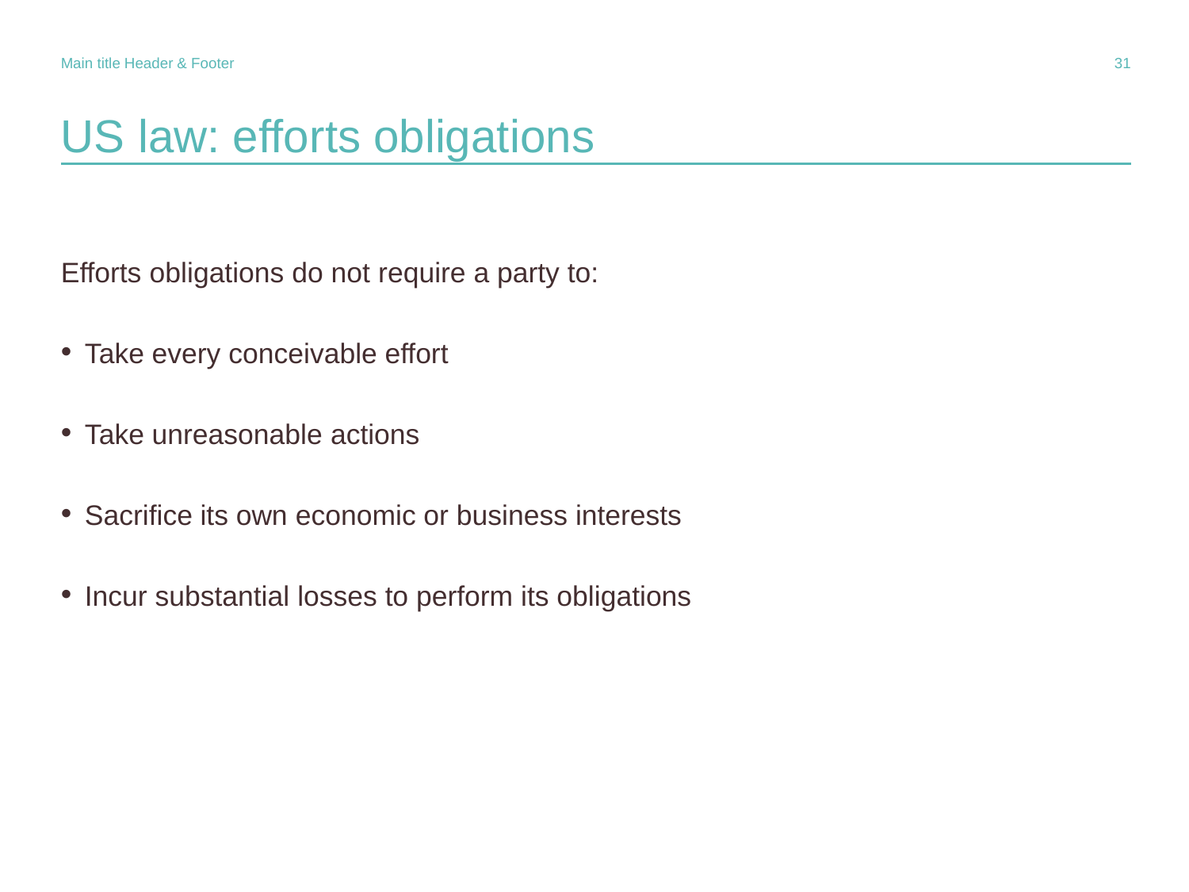# US law: efforts obligations

Efforts obligations do not require a party to:

- Take every conceivable effort
- Take unreasonable actions
- Sacrifice its own economic or business interests
- Incur substantial losses to perform its obligations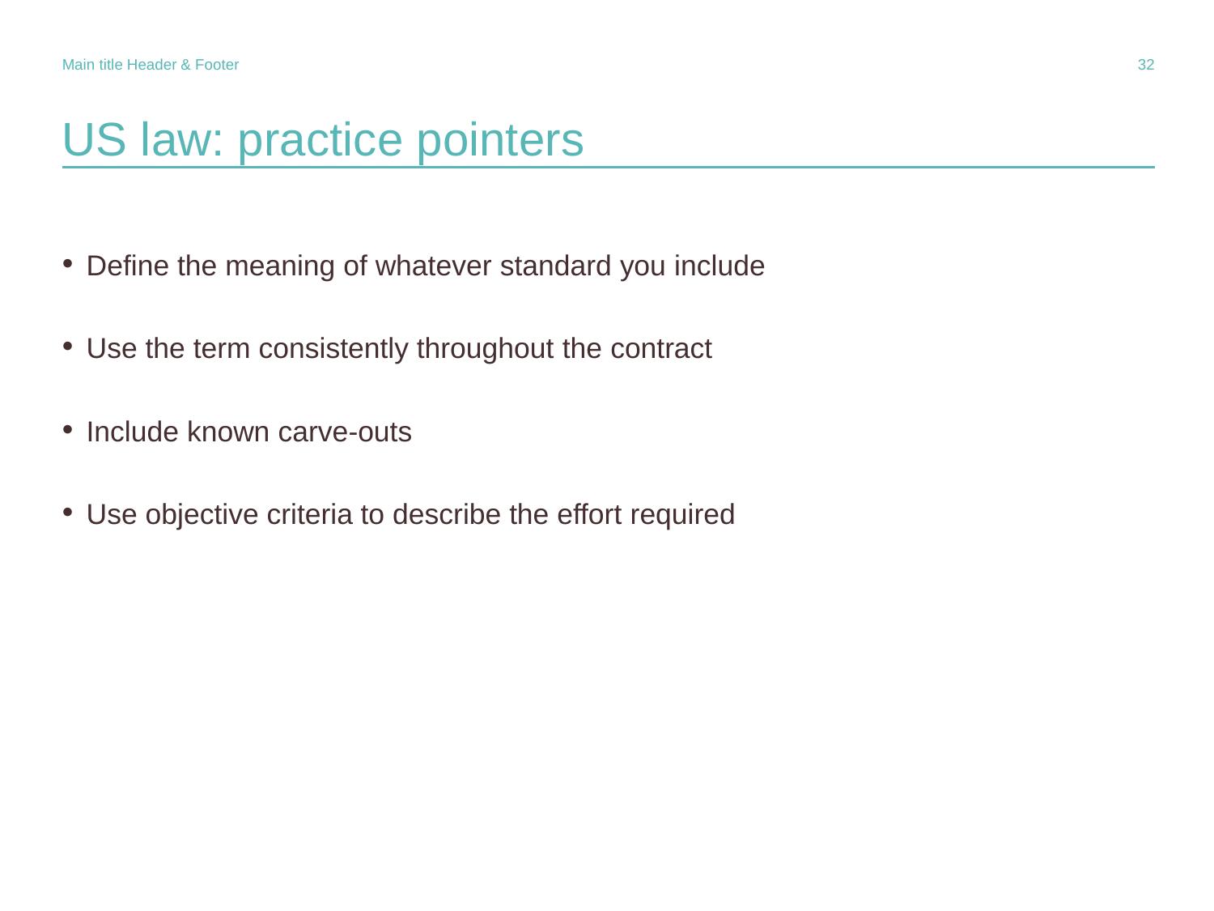# US law: practice pointers

- Define the meaning of whatever standard you include
- Use the term consistently throughout the contract
- Include known carve-outs
- Use objective criteria to describe the effort required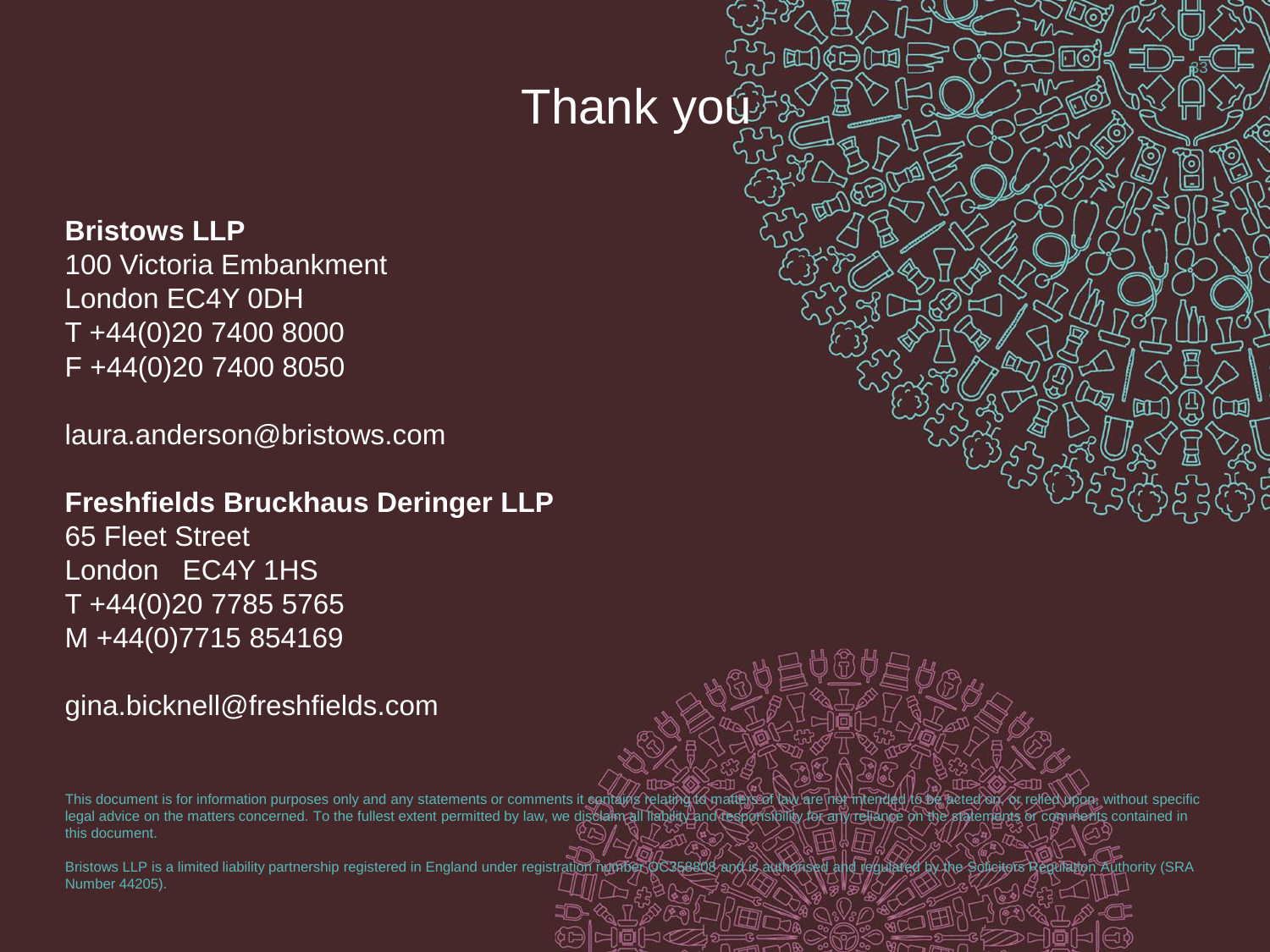# Thank you

**Bristows LLP**
100 Victoria Embankment
London EC4Y 0DH
T +44(0)20 7400 8000
F +44(0)20 7400 8050

laura.anderson@bristows.com

**Freshfields Bruckhaus Deringer LLP**
65 Fleet Street
London EC4Y 1HS
T +44(0)20 7785 5765
M +44(0)7715 854169

gina.bicknell@freshfields.com

This document is for information purposes only and any statements or comments it contains relating to matters of law are not intended to be acted on, or relied upon, without specific legal advice on the matters concerned. To the fullest extent permitted by law, we disclaim all liability and responsibility for any reliance on the statements or comments contained in this document.

Bristows LLP is a limited liability partnership registered in England under registration number OC358808 and is authorised and regulated by the Solicitors Regulation Authority (SRA Number 44205).